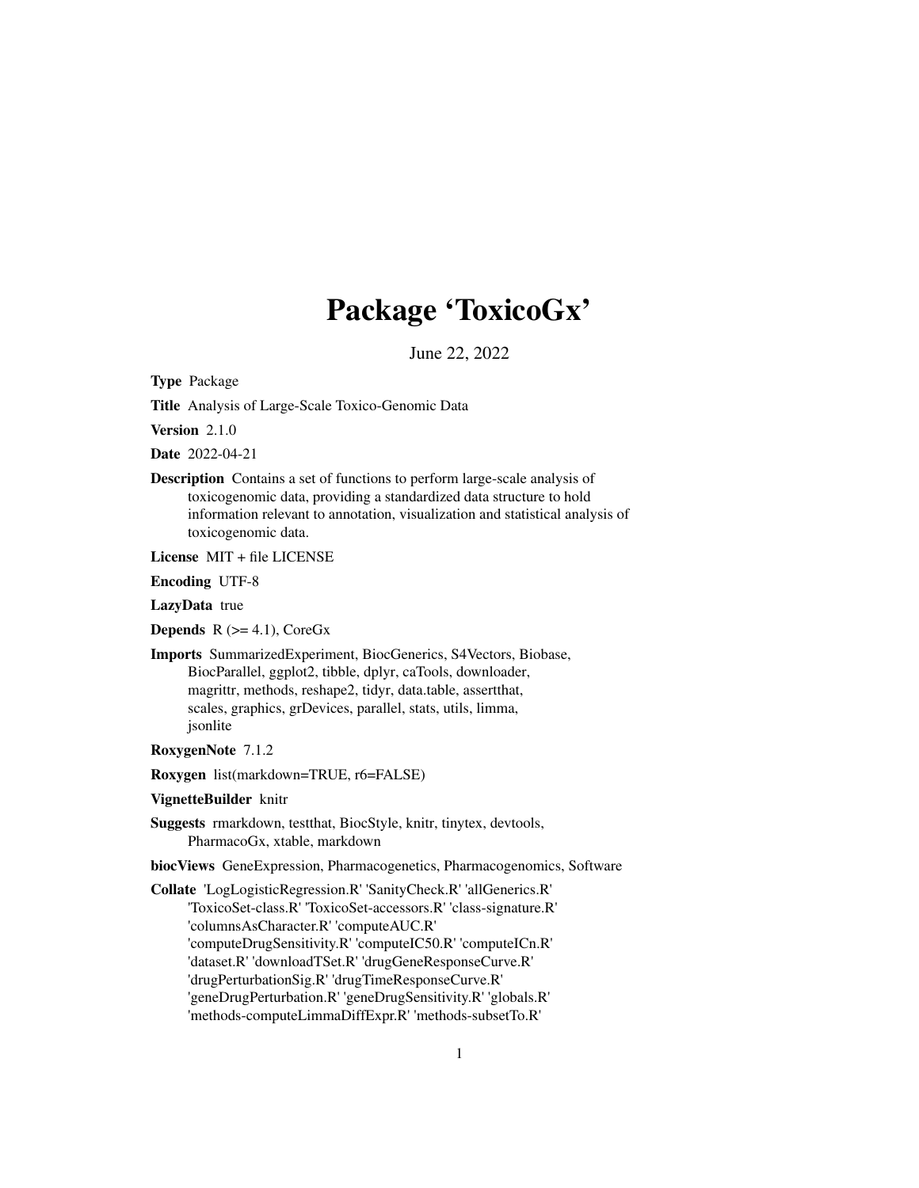# Package 'ToxicoGx'

June 22, 2022

**Type** Package

**Title** Analysis of Large-Scale Toxico-Genomic Data

**Version** 2.1.0

**Date** 2022-04-21

**Description** Contains a set of functions to perform large-scale analysis of toxicogenomic data, providing a standardized data structure to hold information relevant to annotation, visualization and statistical analysis of toxicogenomic data.

**License** MIT + file LICENSE

**Encoding** UTF-8

**LazyData** true

**Depends** R (>= 4.1), CoreGx

**Imports** SummarizedExperiment, BiocGenerics, S4Vectors, Biobase, BiocParallel, ggplot2, tibble, dplyr, caTools, downloader, magrittr, methods, reshape2, tidyr, data.table, assertthat, scales, graphics, grDevices, parallel, stats, utils, limma, jsonlite

**RoxygenNote** 7.1.2

**Roxygen** list(markdown=TRUE, r6=FALSE)

**VignetteBuilder** knitr

**Suggests** rmarkdown, testthat, BiocStyle, knitr, tinytex, devtools, PharmacoGx, xtable, markdown

**biocViews** GeneExpression, Pharmacogenetics, Pharmacogenomics, Software

**Collate** 'LogLogisticRegression.R' 'SanityCheck.R' 'allGenerics.R' 'ToxicoSet-class.R' 'ToxicoSet-accessors.R' 'class-signature.R' 'columnsAsCharacter.R' 'computeAUC.R' 'computeDrugSensitivity.R' 'computeIC50.R' 'computeICn.R' 'dataset.R' 'downloadTSet.R' 'drugGeneResponseCurve.R' 'drugPerturbationSig.R' 'drugTimeResponseCurve.R' 'geneDrugPerturbation.R' 'geneDrugSensitivity.R' 'globals.R' 'methods-computeLimmaDiffExpr.R' 'methods-subsetTo.R'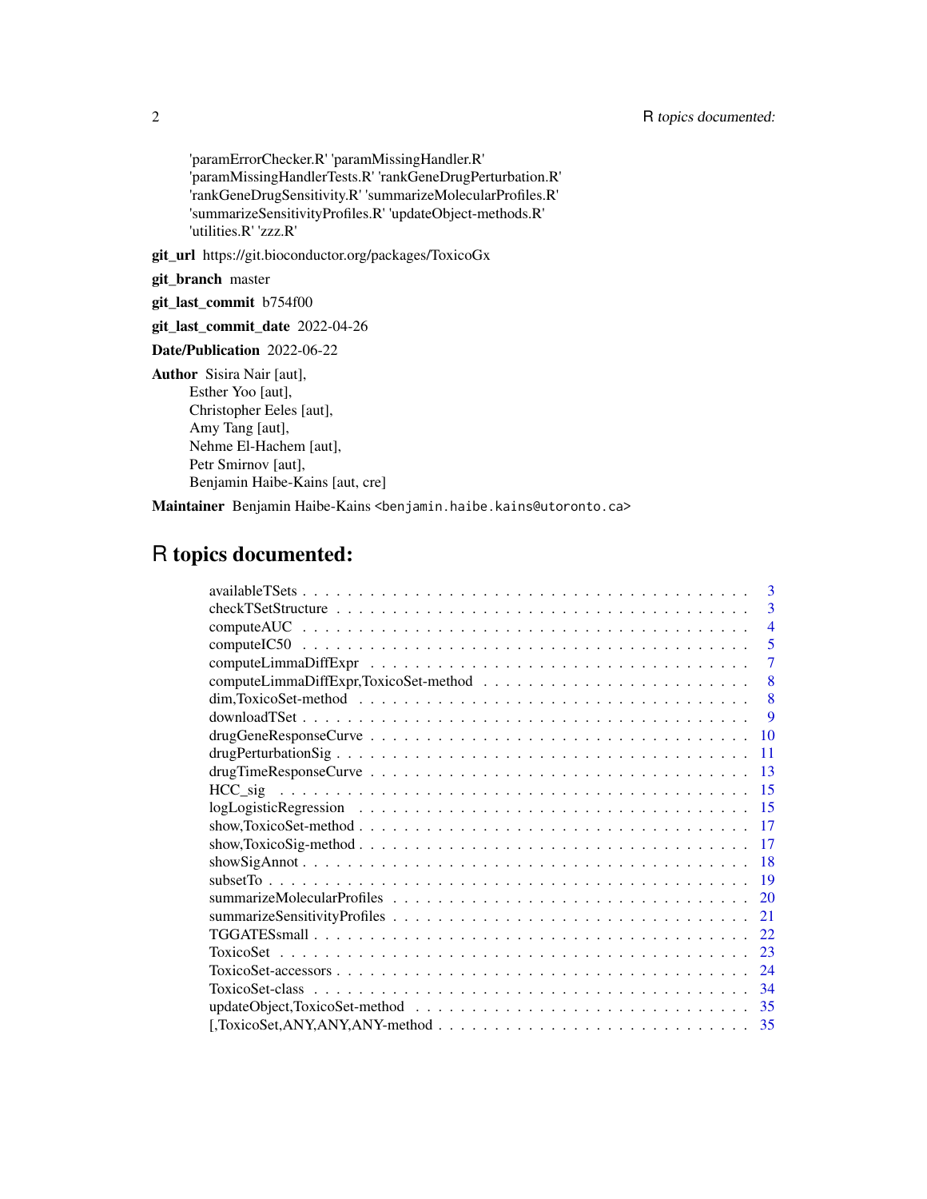'paramErrorChecker.R' 'paramMissingHandler.R' 'paramMissingHandlerTests.R' 'rankGeneDrugPerturbation.R' 'rankGeneDrugSensitivity.R' 'summarizeMolecularProfiles.R' 'summarizeSensitivityProfiles.R' 'updateObject-methods.R' 'utilities.R' 'zzz.R'

**git_url** https://git.bioconductor.org/packages/ToxicoGx

**git_branch** master

**git_last_commit** b754f00

**git_last_commit_date** 2022-04-26

**Date/Publication** 2022-06-22

**Author** Sisira Nair [aut],
Esther Yoo [aut],
Christopher Eeles [aut],
Amy Tang [aut],
Nehme El-Hachem [aut],
Petr Smirnov [aut],
Benjamin Haibe-Kains [aut, cre]

**Maintainer** Benjamin Haibe-Kains <benjamin.haibe.kains@utoronto.ca>

# R topics documented:

- availableTSets . . . . . . . . . . 3
- checkTSetStructure . . . . . . . . . . 3
- computeAUC . . . . . . . . . . 4
- computeIC50 . . . . . . . . . . 5
- computeLimmaDiffExpr . . . . . . . . . . 7
- computeLimmaDiffExpr,ToxicoSet-method . . . . . . . . . . 8
- dim,ToxicoSet-method . . . . . . . . . . 8
- downloadTSet . . . . . . . . . . 9
- drugGeneResponseCurve . . . . . . . . . . 10
- drugPerturbationSig . . . . . . . . . . 11
- drugTimeResponseCurve . . . . . . . . . . 13
- HCC_sig . . . . . . . . . . 15
- logLogisticRegression . . . . . . . . . . 15
- show,ToxicoSet-method . . . . . . . . . . 17
- show,ToxicoSig-method . . . . . . . . . . 17
- showSigAnnot . . . . . . . . . . 18
- subsetTo . . . . . . . . . . 19
- summarizeMolecularProfiles . . . . . . . . . . 20
- summarizeSensitivityProfiles . . . . . . . . . . 21
- TGGATESsmall . . . . . . . . . . 22
- ToxicoSet . . . . . . . . . . 23
- ToxicoSet-accessors . . . . . . . . . . 24
- ToxicoSet-class . . . . . . . . . . 34
- updateObject,ToxicoSet-method . . . . . . . . . . 35
- [,ToxicoSet,ANY,ANY,ANY-method . . . . . . . . . . 35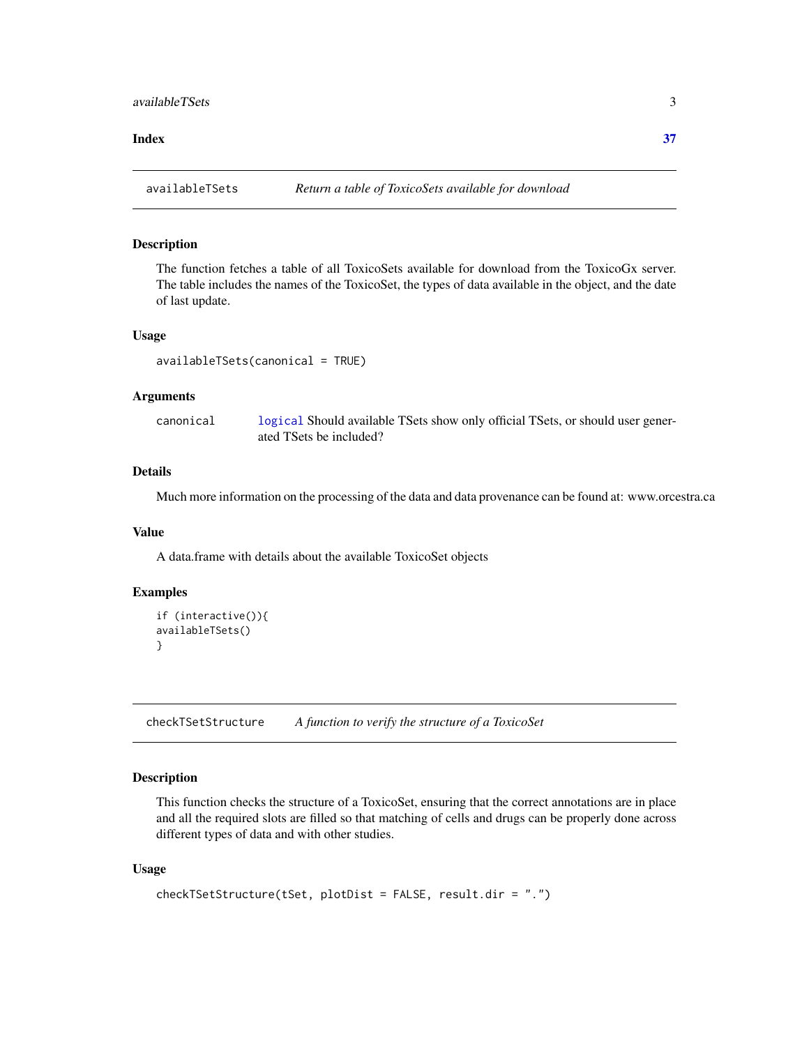**Index** **37**

## availableTSets — *Return a table of ToxicoSets available for download*

### Description

The function fetches a table of all ToxicoSets available for download from the ToxicoGx server. The table includes the names of the ToxicoSet, the types of data available in the object, and the date of last update.

### Usage

```
availableTSets(canonical = TRUE)
```

### Arguments

| | |
|---|---|
| canonical | logical Should available TSets show only official TSets, or should user generated TSets be included? |

### Details

Much more information on the processing of the data and data provenance can be found at: www.orcestra.ca

### Value

A data.frame with details about the available ToxicoSet objects

### Examples

```
if (interactive()){
availableTSets()
}
```

## checkTSetStructure — *A function to verify the structure of a ToxicoSet*

### Description

This function checks the structure of a ToxicoSet, ensuring that the correct annotations are in place and all the required slots are filled so that matching of cells and drugs can be properly done across different types of data and with other studies.

### Usage

```
checkTSetStructure(tSet, plotDist = FALSE, result.dir = ".")
```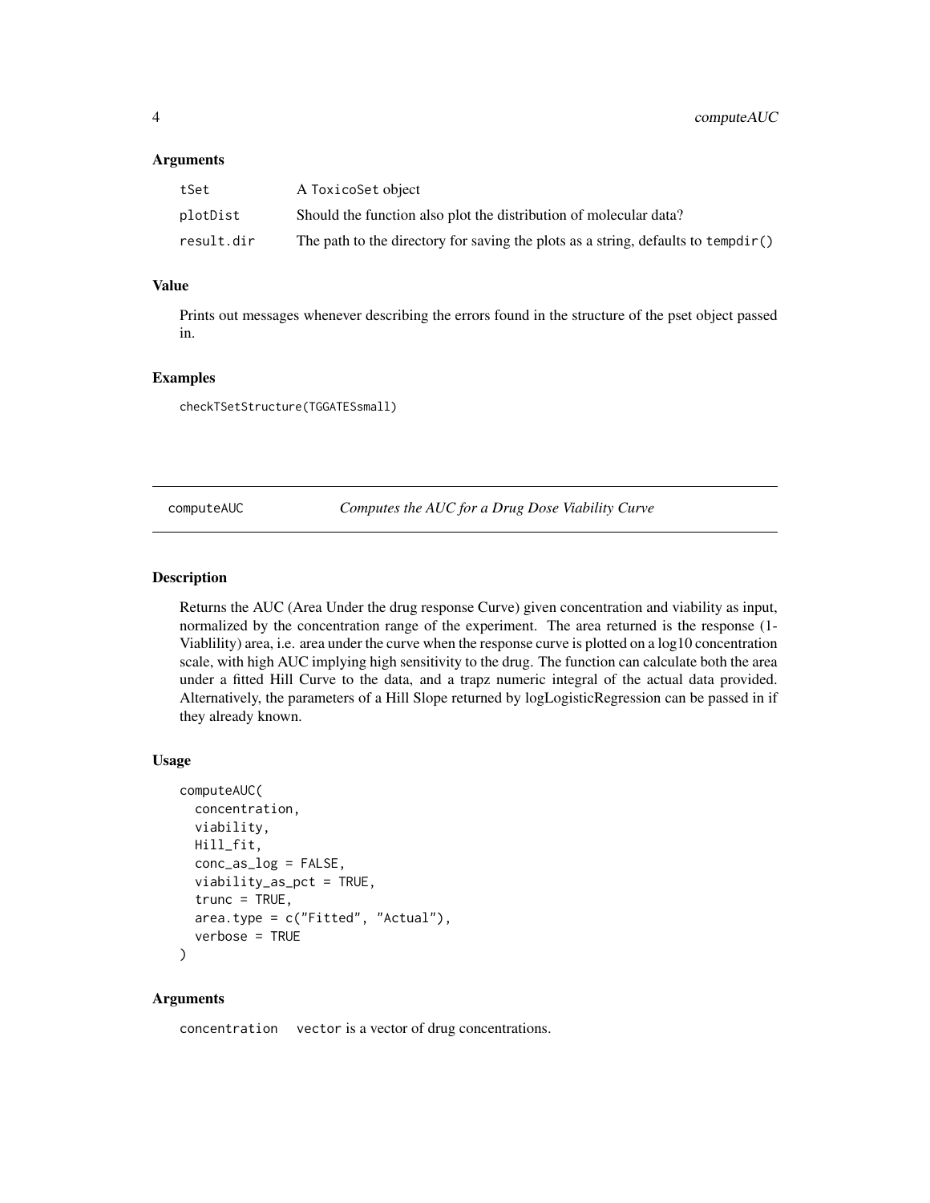### Arguments

| | |
|---|---|
| tSet | A ToxicoSet object |
| plotDist | Should the function also plot the distribution of molecular data? |
| result.dir | The path to the directory for saving the plots as a string, defaults to tempdir() |

### Value

Prints out messages whenever describing the errors found in the structure of the pset object passed in.

### Examples

```
checkTSetStructure(TGGATESsmall)
```

## computeAUC *Computes the AUC for a Drug Dose Viability Curve*

### Description

Returns the AUC (Area Under the drug response Curve) given concentration and viability as input, normalized by the concentration range of the experiment. The area returned is the response (1-Viablility) area, i.e. area under the curve when the response curve is plotted on a log10 concentration scale, with high AUC implying high sensitivity to the drug. The function can calculate both the area under a fitted Hill Curve to the data, and a trapz numeric integral of the actual data provided. Alternatively, the parameters of a Hill Slope returned by logLogisticRegression can be passed in if they already known.

### Usage

```
computeAUC(
  concentration,
  viability,
  Hill_fit,
  conc_as_log = FALSE,
  viability_as_pct = TRUE,
  trunc = TRUE,
  area.type = c("Fitted", "Actual"),
  verbose = TRUE
)
```

### Arguments

| | |
|---|---|
| concentration | vector is a vector of drug concentrations. |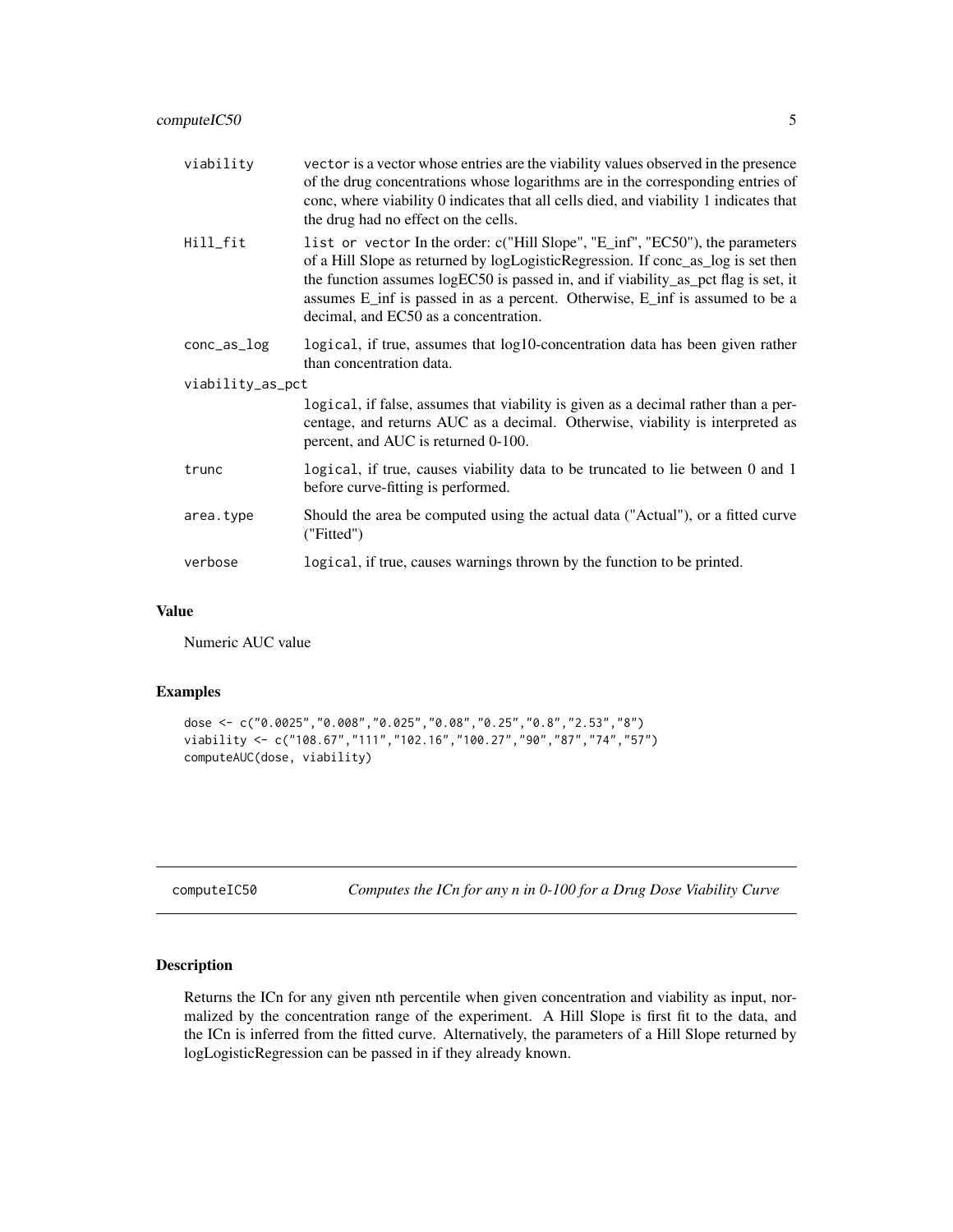| | |
|---|---|
| viability | `vector` is a vector whose entries are the viability values observed in the presence of the drug concentrations whose logarithms are in the corresponding entries of conc, where viability 0 indicates that all cells died, and viability 1 indicates that the drug had no effect on the cells. |
| Hill_fit | `list or vector` In the order: c("Hill Slope", "E_inf", "EC50"), the parameters of a Hill Slope as returned by logLogisticRegression. If conc_as_log is set then the function assumes logEC50 is passed in, and if viability_as_pct flag is set, it assumes E_inf is passed in as a percent. Otherwise, E_inf is assumed to be a decimal, and EC50 as a concentration. |
| conc_as_log | `logical`, if true, assumes that log10-concentration data has been given rather than concentration data. |
| viability_as_pct | `logical`, if false, assumes that viability is given as a decimal rather than a percentage, and returns AUC as a decimal. Otherwise, viability is interpreted as percent, and AUC is returned 0-100. |
| trunc | `logical`, if true, causes viability data to be truncated to lie between 0 and 1 before curve-fitting is performed. |
| area.type | Should the area be computed using the actual data ("Actual"), or a fitted curve ("Fitted") |
| verbose | `logical`, if true, causes warnings thrown by the function to be printed. |

## Value

Numeric AUC value

## Examples

```
dose <- c("0.0025","0.008","0.025","0.08","0.25","0.8","2.53","8")
viability <- c("108.67","111","102.16","100.27","90","87","74","57")
computeAUC(dose, viability)
```

---

# computeIC50 — *Computes the ICn for any n in 0-100 for a Drug Dose Viability Curve*

## Description

Returns the ICn for any given nth percentile when given concentration and viability as input, normalized by the concentration range of the experiment. A Hill Slope is first fit to the data, and the ICn is inferred from the fitted curve. Alternatively, the parameters of a Hill Slope returned by logLogisticRegression can be passed in if they already known.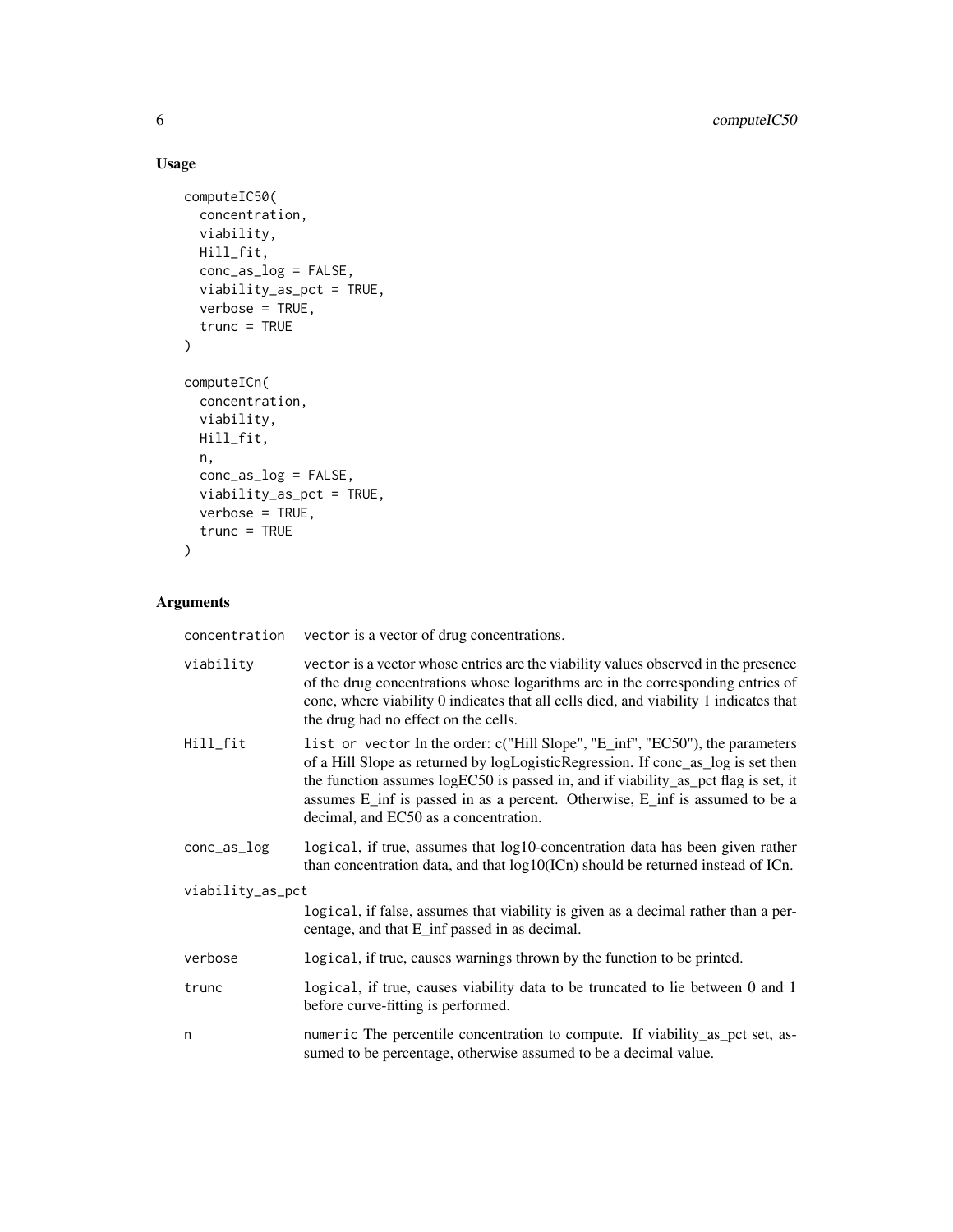## Usage

```
computeIC50(
  concentration,
  viability,
  Hill_fit,
  conc_as_log = FALSE,
  viability_as_pct = TRUE,
  verbose = TRUE,
  trunc = TRUE
)

computeICn(
  concentration,
  viability,
  Hill_fit,
  n,
  conc_as_log = FALSE,
  viability_as_pct = TRUE,
  verbose = TRUE,
  trunc = TRUE
)
```

## Arguments

| | |
|---|---|
| concentration | `vector` is a vector of drug concentrations. |
| viability | `vector` is a vector whose entries are the viability values observed in the presence of the drug concentrations whose logarithms are in the corresponding entries of conc, where viability 0 indicates that all cells died, and viability 1 indicates that the drug had no effect on the cells. |
| Hill_fit | `list` or `vector` In the order: c("Hill Slope", "E_inf", "EC50"), the parameters of a Hill Slope as returned by logLogisticRegression. If conc_as_log is set then the function assumes logEC50 is passed in, and if viability_as_pct flag is set, it assumes E_inf is passed in as a percent. Otherwise, E_inf is assumed to be a decimal, and EC50 as a concentration. |
| conc_as_log | `logical`, if true, assumes that log10-concentration data has been given rather than concentration data, and that log10(ICn) should be returned instead of ICn. |
| viability_as_pct | `logical`, if false, assumes that viability is given as a decimal rather than a percentage, and that E_inf passed in as decimal. |
| verbose | `logical`, if true, causes warnings thrown by the function to be printed. |
| trunc | `logical`, if true, causes viability data to be truncated to lie between 0 and 1 before curve-fitting is performed. |
| n | `numeric` The percentile concentration to compute. If viability_as_pct set, assumed to be percentage, otherwise assumed to be a decimal value. |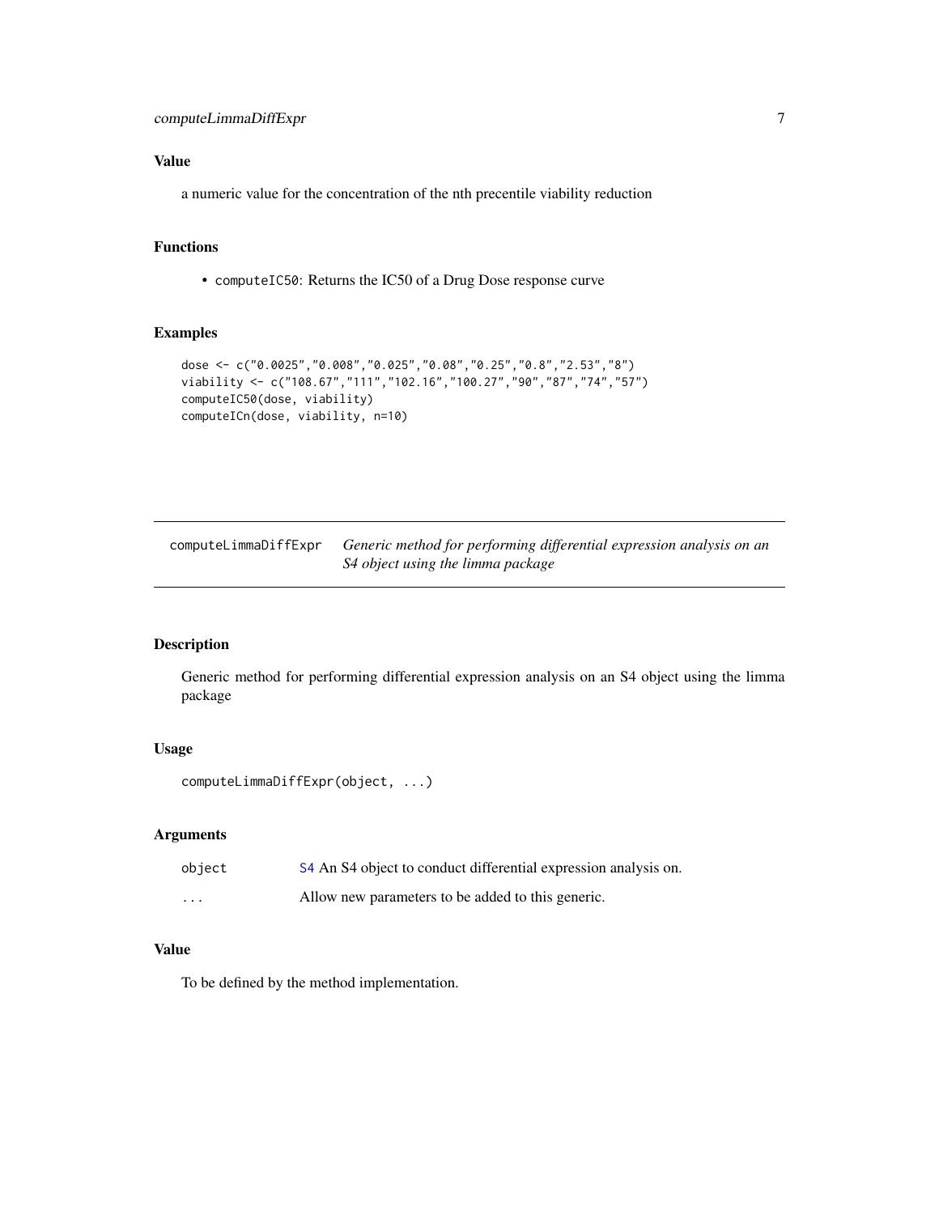## Value

a numeric value for the concentration of the nth precentile viability reduction

## Functions

- `computeIC50`: Returns the IC50 of a Drug Dose response curve

## Examples

```
dose <- c("0.0025","0.008","0.025","0.08","0.25","0.8","2.53","8")
viability <- c("108.67","111","102.16","100.27","90","87","74","57")
computeIC50(dose, viability)
computeICn(dose, viability, n=10)
```

---

# computeLimmaDiffExpr — *Generic method for performing differential expression analysis on an S4 object using the limma package*

---

## Description

Generic method for performing differential expression analysis on an S4 object using the limma package

## Usage

```
computeLimmaDiffExpr(object, ...)
```

## Arguments

| | |
|---|---|
| `object` | S4 An S4 object to conduct differential expression analysis on. |
| `...` | Allow new parameters to be added to this generic. |

## Value

To be defined by the method implementation.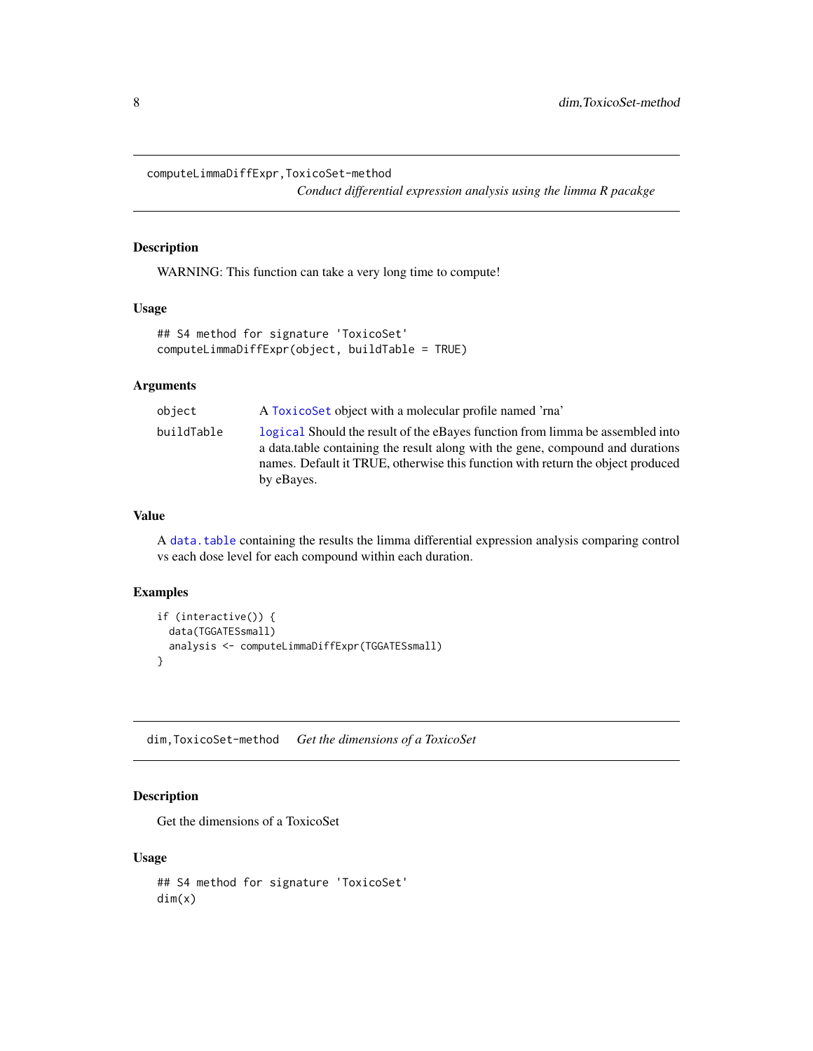## computeLimmaDiffExpr,ToxicoSet-method

*Conduct differential expression analysis using the limma R pacakge*

### Description

WARNING: This function can take a very long time to compute!

### Usage

```
## S4 method for signature 'ToxicoSet'
computeLimmaDiffExpr(object, buildTable = TRUE)
```

### Arguments

| | |
|---|---|
| object | A ToxicoSet object with a molecular profile named 'rna' |
| buildTable | logical Should the result of the eBayes function from limma be assembled into a data.table containing the result along with the gene, compound and durations names. Default it TRUE, otherwise this function with return the object produced by eBayes. |

### Value

A data.table containing the results the limma differential expression analysis comparing control vs each dose level for each compound within each duration.

### Examples

```
if (interactive()) {
  data(TGGATESsmall)
  analysis <- computeLimmaDiffExpr(TGGATESsmall)
}
```

## dim,ToxicoSet-method

*Get the dimensions of a ToxicoSet*

### Description

Get the dimensions of a ToxicoSet

### Usage

```
## S4 method for signature 'ToxicoSet'
dim(x)
```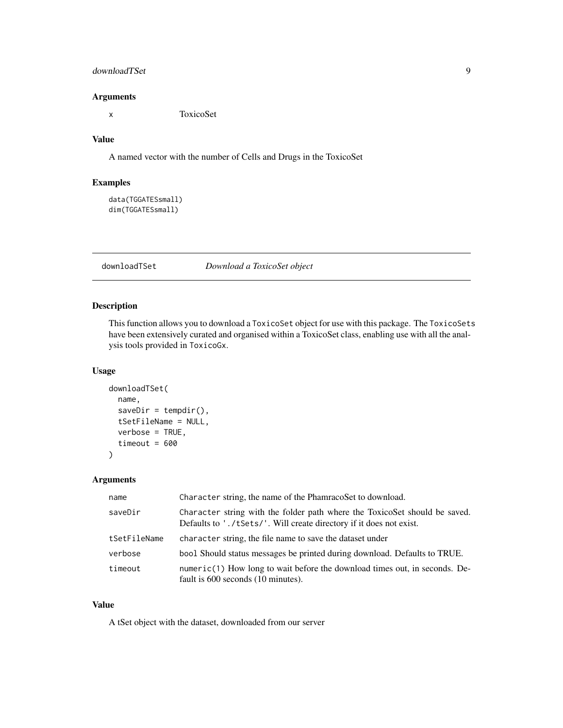### Arguments

| | |
|---|---|
| x | ToxicoSet |

### Value

A named vector with the number of Cells and Drugs in the ToxicoSet

### Examples

```
data(TGGATESsmall)
dim(TGGATESsmall)
```

---

## downloadTSet *Download a ToxicoSet object*

---

### Description

This function allows you to download a `ToxicoSet` object for use with this package. The `ToxicoSets` have been extensively curated and organised within a ToxicoSet class, enabling use with all the analysis tools provided in `ToxicoGx`.

### Usage

```
downloadTSet(
  name,
  saveDir = tempdir(),
  tSetFileName = NULL,
  verbose = TRUE,
  timeout = 600
)
```

### Arguments

| | |
|---|---|
| name | `Character` string, the name of the PhamracoSet to download. |
| saveDir | `Character` string with the folder path where the ToxicoSet should be saved. Defaults to `'./tSets/'`. Will create directory if it does not exist. |
| tSetFileName | `character` string, the file name to save the dataset under |
| verbose | `bool` Should status messages be printed during download. Defaults to TRUE. |
| timeout | `numeric(1)` How long to wait before the download times out, in seconds. Default is 600 seconds (10 minutes). |

### Value

A tSet object with the dataset, downloaded from our server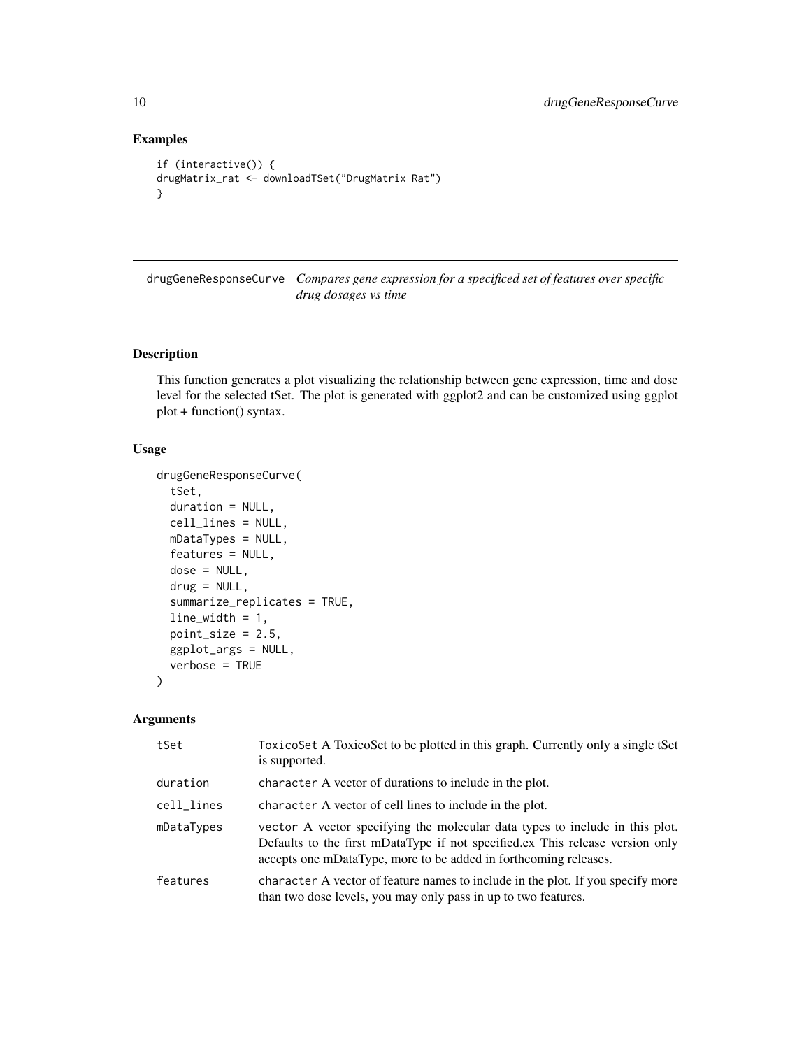## Examples

```
if (interactive()) {
drugMatrix_rat <- downloadTSet("DrugMatrix Rat")
}
```

---

## drugGeneResponseCurve *Compares gene expression for a specificed set of features over specific drug dosages vs time*

---

### Description

This function generates a plot visualizing the relationship between gene expression, time and dose level for the selected tSet. The plot is generated with ggplot2 and can be customized using ggplot plot + function() syntax.

### Usage

```
drugGeneResponseCurve(
  tSet,
  duration = NULL,
  cell_lines = NULL,
  mDataTypes = NULL,
  features = NULL,
  dose = NULL,
  drug = NULL,
  summarize_replicates = TRUE,
  line_width = 1,
  point_size = 2.5,
  ggplot_args = NULL,
  verbose = TRUE
)
```

### Arguments

| | |
|---|---|
| tSet | ToxicoSet A ToxicoSet to be plotted in this graph. Currently only a single tSet is supported. |
| duration | character A vector of durations to include in the plot. |
| cell_lines | character A vector of cell lines to include in the plot. |
| mDataTypes | vector A vector specifying the molecular data types to include in this plot. Defaults to the first mDataType if not specified.ex This release version only accepts one mDataType, more to be added in forthcoming releases. |
| features | character A vector of feature names to include in the plot. If you specify more than two dose levels, you may only pass in up to two features. |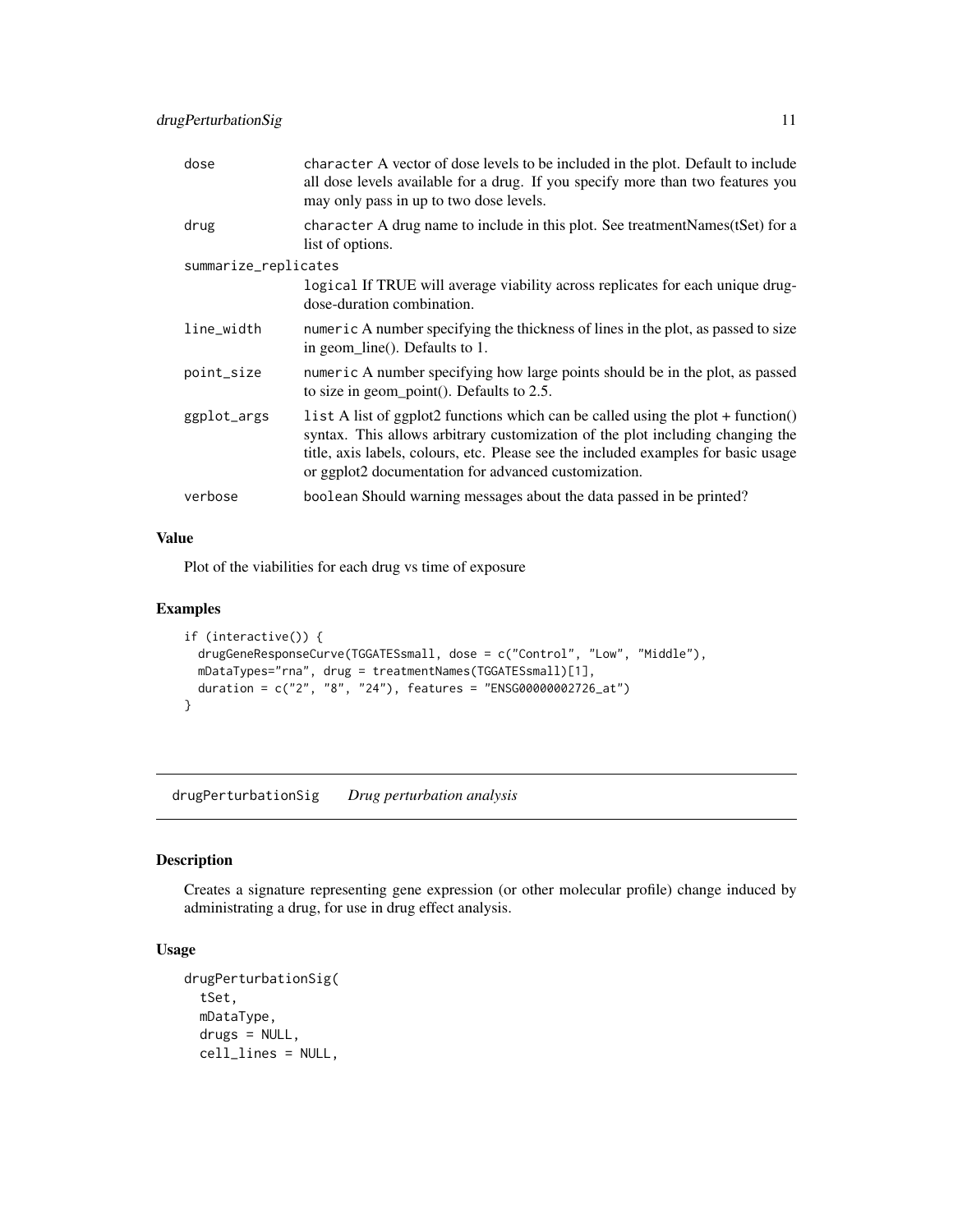| | |
|---|---|
| dose | character A vector of dose levels to be included in the plot. Default to include all dose levels available for a drug. If you specify more than two features you may only pass in up to two dose levels. |
| drug | character A drug name to include in this plot. See treatmentNames(tSet) for a list of options. |
| summarize_replicates | logical If TRUE will average viability across replicates for each unique drug-dose-duration combination. |
| line_width | numeric A number specifying the thickness of lines in the plot, as passed to size in geom_line(). Defaults to 1. |
| point_size | numeric A number specifying how large points should be in the plot, as passed to size in geom_point(). Defaults to 2.5. |
| ggplot_args | list A list of ggplot2 functions which can be called using the plot + function() syntax. This allows arbitrary customization of the plot including changing the title, axis labels, colours, etc. Please see the included examples for basic usage or ggplot2 documentation for advanced customization. |
| verbose | boolean Should warning messages about the data passed in be printed? |

### Value

Plot of the viabilities for each drug vs time of exposure

### Examples

```
if (interactive()) {
  drugGeneResponseCurve(TGGATESsmall, dose = c("Control", "Low", "Middle"),
  mDataTypes="rna", drug = treatmentNames(TGGATESsmall)[1],
  duration = c("2", "8", "24"), features = "ENSG00000002726_at")
}
```

---

## drugPerturbationSig — *Drug perturbation analysis*

### Description

Creates a signature representing gene expression (or other molecular profile) change induced by administrating a drug, for use in drug effect analysis.

### Usage

```
drugPerturbationSig(
  tSet,
  mDataType,
  drugs = NULL,
  cell_lines = NULL,
```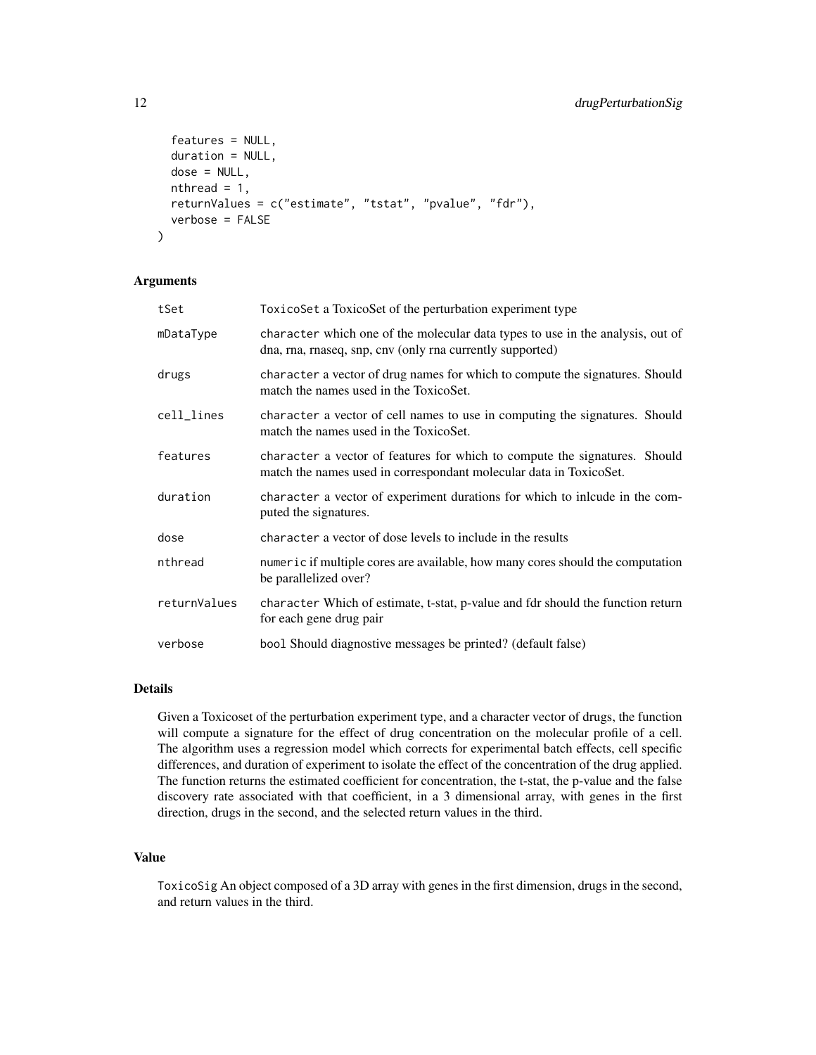```
  features = NULL,
  duration = NULL,
  dose = NULL,
  nthread = 1,
  returnValues = c("estimate", "tstat", "pvalue", "fdr"),
  verbose = FALSE
)
```

### Arguments

| | |
|---|---|
| tSet | `ToxicoSet` a ToxicoSet of the perturbation experiment type |
| mDataType | `character` which one of the molecular data types to use in the analysis, out of dna, rna, rnaseq, snp, cnv (only rna currently supported) |
| drugs | `character` a vector of drug names for which to compute the signatures. Should match the names used in the ToxicoSet. |
| cell_lines | `character` a vector of cell names to use in computing the signatures. Should match the names used in the ToxicoSet. |
| features | `character` a vector of features for which to compute the signatures. Should match the names used in correspondant molecular data in ToxicoSet. |
| duration | `character` a vector of experiment durations for which to inlcude in the computed the signatures. |
| dose | `character` a vector of dose levels to include in the results |
| nthread | `numeric` if multiple cores are available, how many cores should the computation be parallelized over? |
| returnValues | `character` Which of estimate, t-stat, p-value and fdr should the function return for each gene drug pair |
| verbose | `bool` Should diagnostive messages be printed? (default false) |

### Details

Given a Toxicoset of the perturbation experiment type, and a character vector of drugs, the function will compute a signature for the effect of drug concentration on the molecular profile of a cell. The algorithm uses a regression model which corrects for experimental batch effects, cell specific differences, and duration of experiment to isolate the effect of the concentration of the drug applied. The function returns the estimated coefficient for concentration, the t-stat, the p-value and the false discovery rate associated with that coefficient, in a 3 dimensional array, with genes in the first direction, drugs in the second, and the selected return values in the third.

### Value

`ToxicoSig` An object composed of a 3D array with genes in the first dimension, drugs in the second, and return values in the third.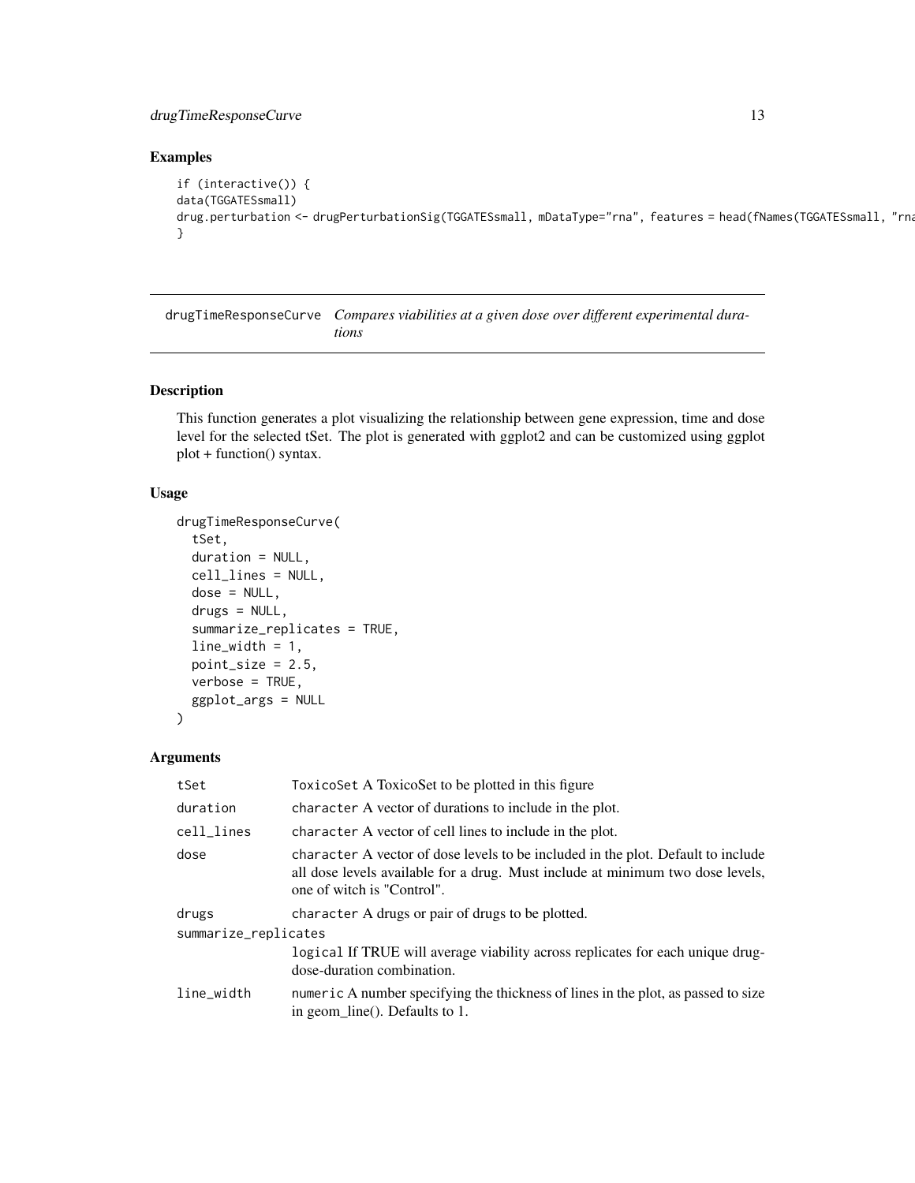## Examples

```
if (interactive()) {
data(TGGATESsmall)
drug.perturbation <- drugPerturbationSig(TGGATESsmall, mDataType="rna", features = head(fNames(TGGATESsmall, "rna
}
```

---

## drugTimeResponseCurve *Compares viabilities at a given dose over different experimental durations*

---

### Description

This function generates a plot visualizing the relationship between gene expression, time and dose level for the selected tSet. The plot is generated with ggplot2 and can be customized using ggplot plot + function() syntax.

### Usage

```
drugTimeResponseCurve(
  tSet,
  duration = NULL,
  cell_lines = NULL,
  dose = NULL,
  drugs = NULL,
  summarize_replicates = TRUE,
  line_width = 1,
  point_size = 2.5,
  verbose = TRUE,
  ggplot_args = NULL
)
```

### Arguments

| Argument | Description |
|---|---|
| tSet | ToxicoSet A ToxicoSet to be plotted in this figure |
| duration | character A vector of durations to include in the plot. |
| cell_lines | character A vector of cell lines to include in the plot. |
| dose | character A vector of dose levels to be included in the plot. Default to include all dose levels available for a drug. Must include at minimum two dose levels, one of witch is "Control". |
| drugs | character A drugs or pair of drugs to be plotted. |
| summarize_replicates | logical If TRUE will average viability across replicates for each unique drug-dose-duration combination. |
| line_width | numeric A number specifying the thickness of lines in the plot, as passed to size in geom_line(). Defaults to 1. |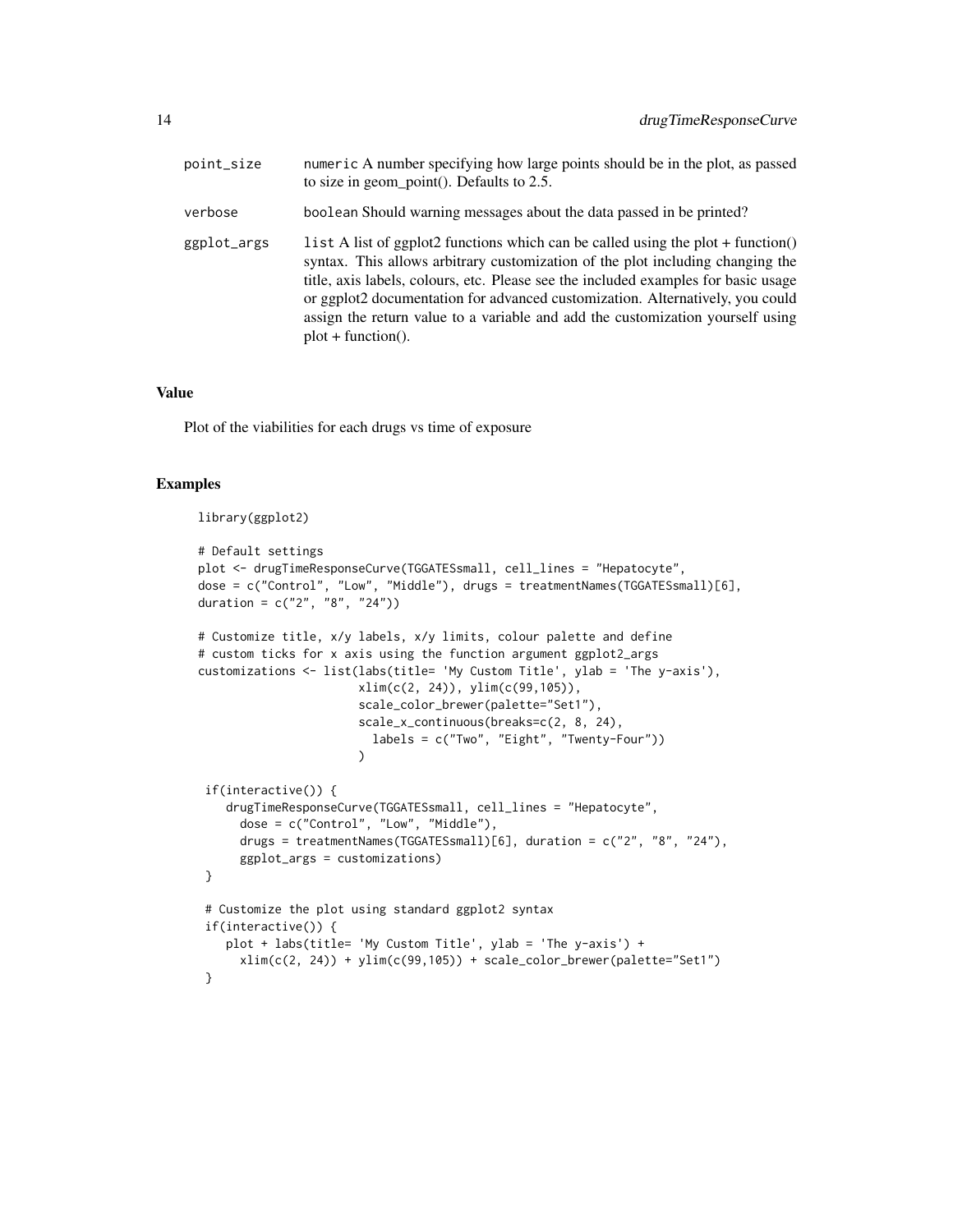point_size
: numeric A number specifying how large points should be in the plot, as passed to size in geom_point(). Defaults to 2.5.

verbose
: boolean Should warning messages about the data passed in be printed?

ggplot_args
: list A list of ggplot2 functions which can be called using the plot + function() syntax. This allows arbitrary customization of the plot including changing the title, axis labels, colours, etc. Please see the included examples for basic usage or ggplot2 documentation for advanced customization. Alternatively, you could assign the return value to a variable and add the customization yourself using plot + function().

## Value

Plot of the viabilities for each drugs vs time of exposure

## Examples

```
library(ggplot2)

# Default settings
plot <- drugTimeResponseCurve(TGGATESsmall, cell_lines = "Hepatocyte",
dose = c("Control", "Low", "Middle"), drugs = treatmentNames(TGGATESsmall)[6],
duration = c("2", "8", "24"))

# Customize title, x/y labels, x/y limits, colour palette and define
# custom ticks for x axis using the function argument ggplot2_args
customizations <- list(labs(title= 'My Custom Title', ylab = 'The y-axis'),
                       xlim(c(2, 24)), ylim(c(99,105)),
                       scale_color_brewer(palette="Set1"),
                       scale_x_continuous(breaks=c(2, 8, 24),
                         labels = c("Two", "Eight", "Twenty-Four"))
                       )

 if(interactive()) {
    drugTimeResponseCurve(TGGATESsmall, cell_lines = "Hepatocyte",
      dose = c("Control", "Low", "Middle"),
      drugs = treatmentNames(TGGATESsmall)[6], duration = c("2", "8", "24"),
      ggplot_args = customizations)
 }

 # Customize the plot using standard ggplot2 syntax
 if(interactive()) {
    plot + labs(title= 'My Custom Title', ylab = 'The y-axis') +
      xlim(c(2, 24)) + ylim(c(99,105)) + scale_color_brewer(palette="Set1")
 }
```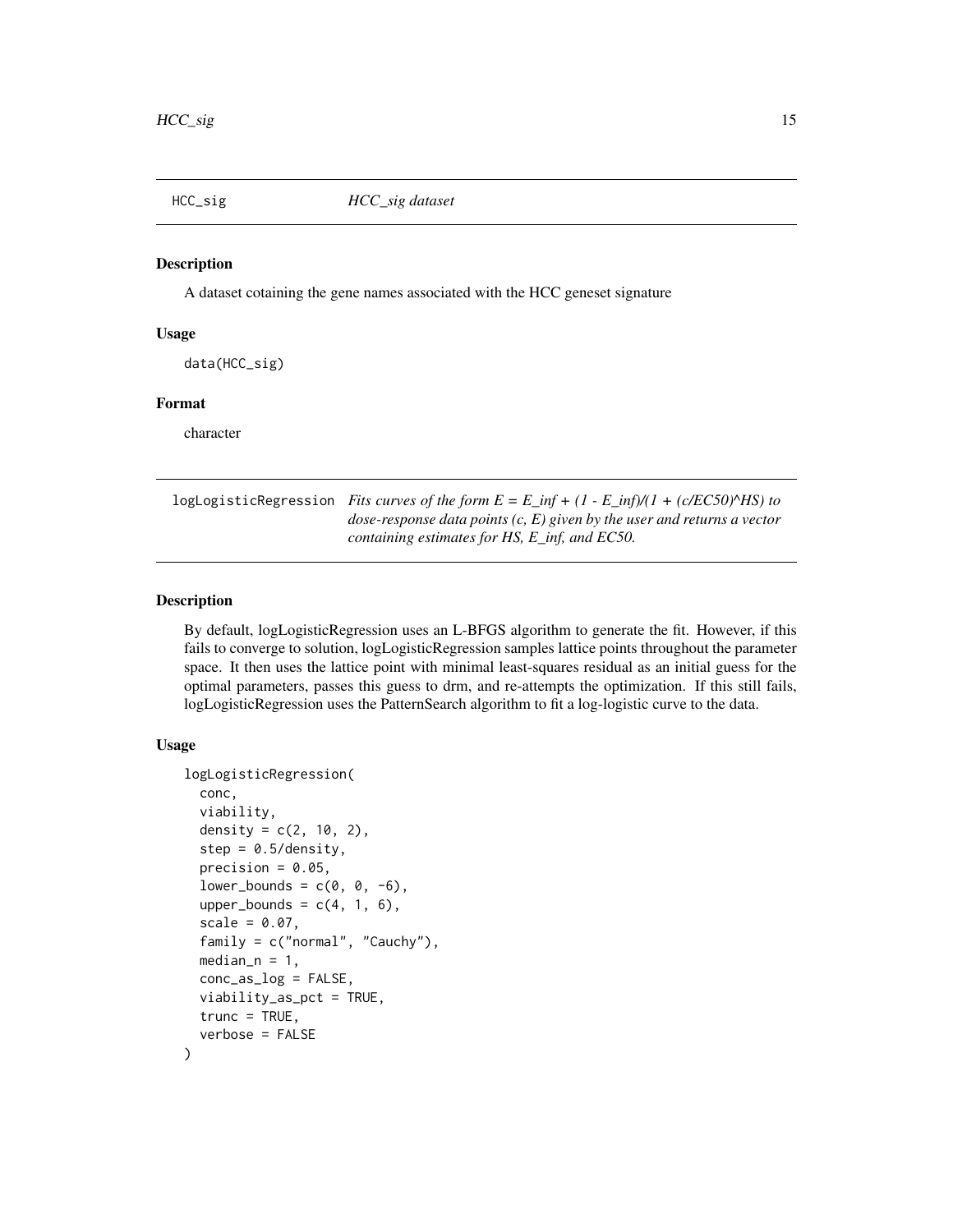## HCC_sig    *HCC_sig dataset*

### Description

A dataset cotaining the gene names associated with the HCC geneset signature

### Usage

```
data(HCC_sig)
```

### Format

character

## logLogisticRegression    *Fits curves of the form E = E_inf + (1 - E_inf)/(1 + (c/EC50)^HS) to dose-response data points (c, E) given by the user and returns a vector containing estimates for HS, E_inf, and EC50.*

### Description

By default, logLogisticRegression uses an L-BFGS algorithm to generate the fit. However, if this fails to converge to solution, logLogisticRegression samples lattice points throughout the parameter space. It then uses the lattice point with minimal least-squares residual as an initial guess for the optimal parameters, passes this guess to drm, and re-attempts the optimization. If this still fails, logLogisticRegression uses the PatternSearch algorithm to fit a log-logistic curve to the data.

### Usage

```
logLogisticRegression(
  conc,
  viability,
  density = c(2, 10, 2),
  step = 0.5/density,
  precision = 0.05,
  lower_bounds = c(0, 0, -6),
  upper_bounds = c(4, 1, 6),
  scale = 0.07,
  family = c("normal", "Cauchy"),
  median_n = 1,
  conc_as_log = FALSE,
  viability_as_pct = TRUE,
  trunc = TRUE,
  verbose = FALSE
)
```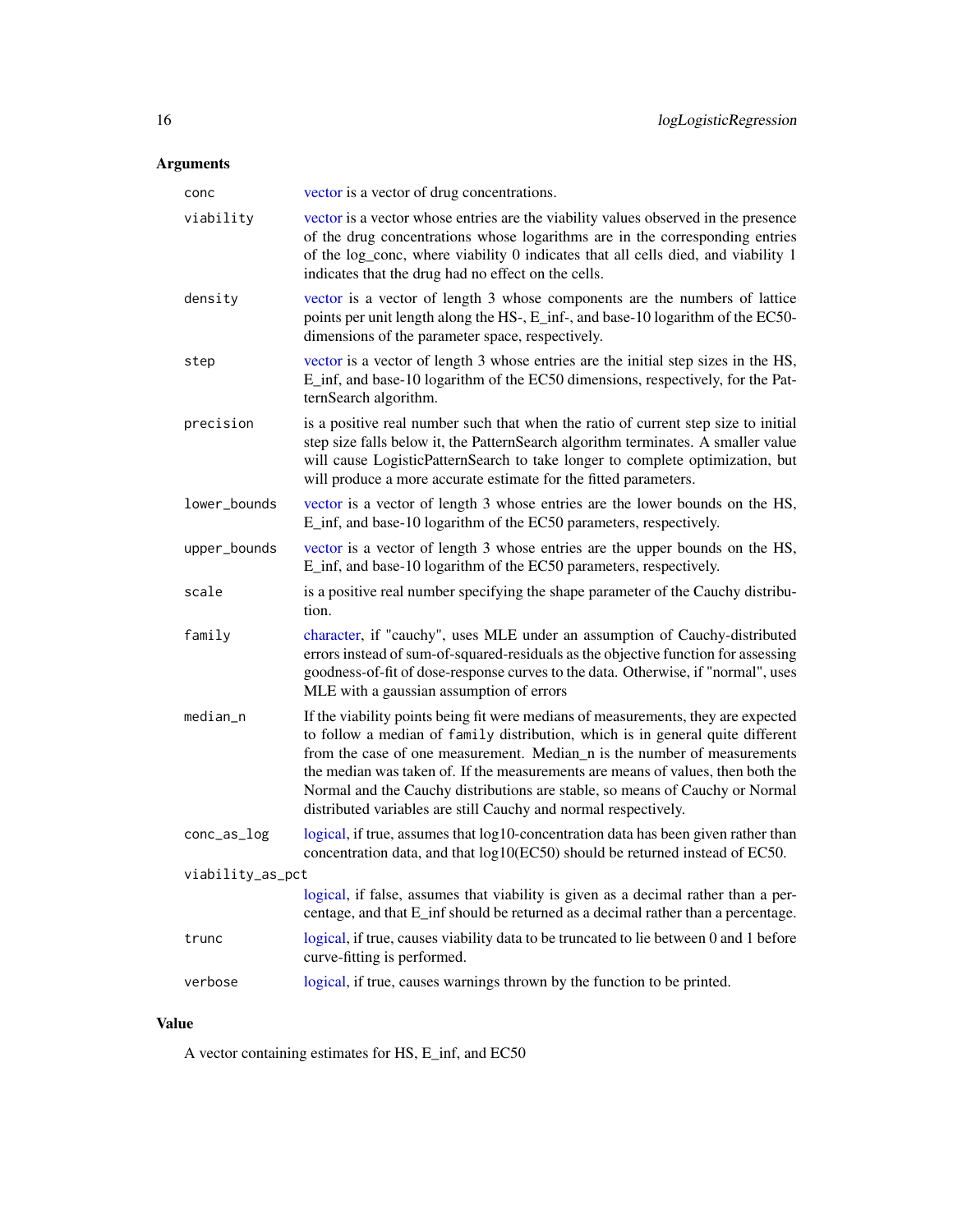## Arguments

| | |
|---|---|
| conc | vector is a vector of drug concentrations. |
| viability | vector is a vector whose entries are the viability values observed in the presence of the drug concentrations whose logarithms are in the corresponding entries of the log_conc, where viability 0 indicates that all cells died, and viability 1 indicates that the drug had no effect on the cells. |
| density | vector is a vector of length 3 whose components are the numbers of lattice points per unit length along the HS-, E_inf-, and base-10 logarithm of the EC50-dimensions of the parameter space, respectively. |
| step | vector is a vector of length 3 whose entries are the initial step sizes in the HS, E_inf, and base-10 logarithm of the EC50 dimensions, respectively, for the PatternSearch algorithm. |
| precision | is a positive real number such that when the ratio of current step size to initial step size falls below it, the PatternSearch algorithm terminates. A smaller value will cause LogisticPatternSearch to take longer to complete optimization, but will produce a more accurate estimate for the fitted parameters. |
| lower_bounds | vector is a vector of length 3 whose entries are the lower bounds on the HS, E_inf, and base-10 logarithm of the EC50 parameters, respectively. |
| upper_bounds | vector is a vector of length 3 whose entries are the upper bounds on the HS, E_inf, and base-10 logarithm of the EC50 parameters, respectively. |
| scale | is a positive real number specifying the shape parameter of the Cauchy distribution. |
| family | character, if "cauchy", uses MLE under an assumption of Cauchy-distributed errors instead of sum-of-squared-residuals as the objective function for assessing goodness-of-fit of dose-response curves to the data. Otherwise, if "normal", uses MLE with a gaussian assumption of errors |
| median_n | If the viability points being fit were medians of measurements, they are expected to follow a median of `family` distribution, which is in general quite different from the case of one measurement. Median_n is the number of measurements the median was taken of. If the measurements are means of values, then both the Normal and the Cauchy distributions are stable, so means of Cauchy or Normal distributed variables are still Cauchy and normal respectively. |
| conc_as_log | logical, if true, assumes that log10-concentration data has been given rather than concentration data, and that log10(EC50) should be returned instead of EC50. |
| viability_as_pct | logical, if false, assumes that viability is given as a decimal rather than a percentage, and that E_inf should be returned as a decimal rather than a percentage. |
| trunc | logical, if true, causes viability data to be truncated to lie between 0 and 1 before curve-fitting is performed. |
| verbose | logical, if true, causes warnings thrown by the function to be printed. |

## Value

A vector containing estimates for HS, E_inf, and EC50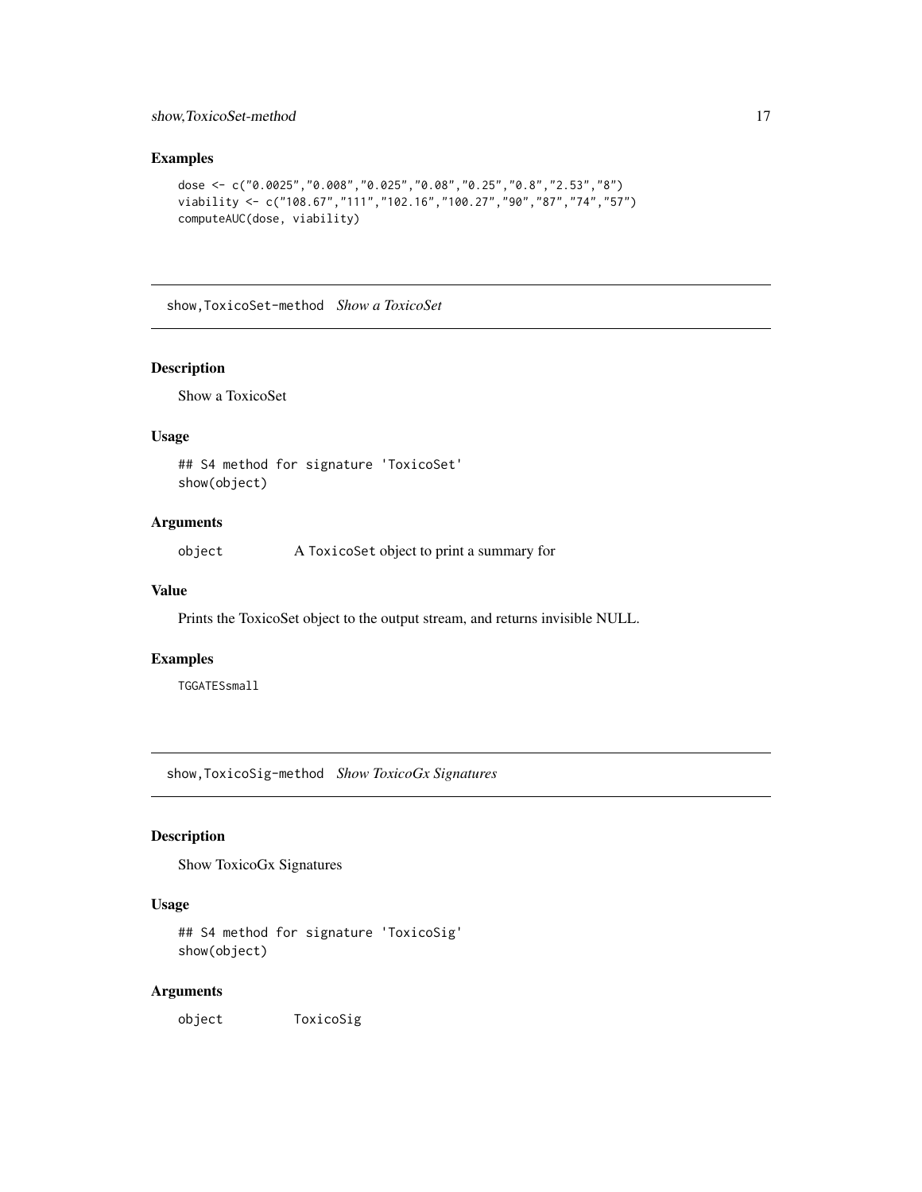## Examples

```
dose <- c("0.0025","0.008","0.025","0.08","0.25","0.8","2.53","8")
viability <- c("108.67","111","102.16","100.27","90","87","74","57")
computeAUC(dose, viability)
```

---

# show,ToxicoSet-method *Show a ToxicoSet*

## Description

Show a ToxicoSet

## Usage

```
## S4 method for signature 'ToxicoSet'
show(object)
```

## Arguments

| | |
|---|---|
| object | A ToxicoSet object to print a summary for |

## Value

Prints the ToxicoSet object to the output stream, and returns invisible NULL.

## Examples

```
TGGATESsmall
```

---

# show,ToxicoSig-method *Show ToxicoGx Signatures*

## Description

Show ToxicoGx Signatures

## Usage

```
## S4 method for signature 'ToxicoSig'
show(object)
```

## Arguments

| | |
|---|---|
| object | ToxicoSig |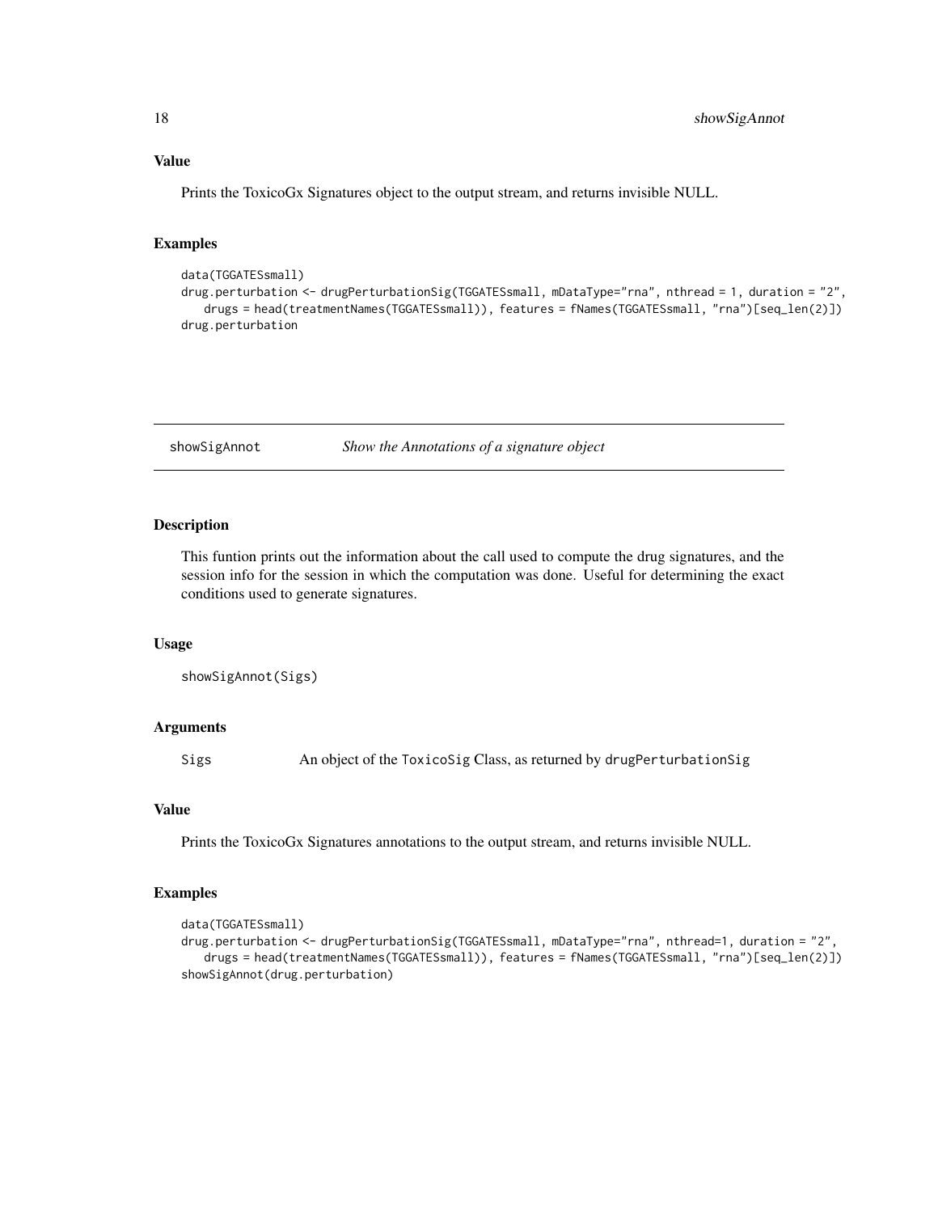### Value

Prints the ToxicoGx Signatures object to the output stream, and returns invisible NULL.

### Examples

```
data(TGGATESsmall)
drug.perturbation <- drugPerturbationSig(TGGATESsmall, mDataType="rna", nthread = 1, duration = "2",
   drugs = head(treatmentNames(TGGATESsmall)), features = fNames(TGGATESsmall, "rna")[seq_len(2)])
drug.perturbation
```

---

## showSigAnnot *Show the Annotations of a signature object*

---

### Description

This funtion prints out the information about the call used to compute the drug signatures, and the session info for the session in which the computation was done. Useful for determining the exact conditions used to generate signatures.

### Usage

```
showSigAnnot(Sigs)
```

### Arguments

| | |
|---|---|
| Sigs | An object of the ToxicoSig Class, as returned by drugPerturbationSig |

### Value

Prints the ToxicoGx Signatures annotations to the output stream, and returns invisible NULL.

### Examples

```
data(TGGATESsmall)
drug.perturbation <- drugPerturbationSig(TGGATESsmall, mDataType="rna", nthread=1, duration = "2",
   drugs = head(treatmentNames(TGGATESsmall)), features = fNames(TGGATESsmall, "rna")[seq_len(2)])
showSigAnnot(drug.perturbation)
```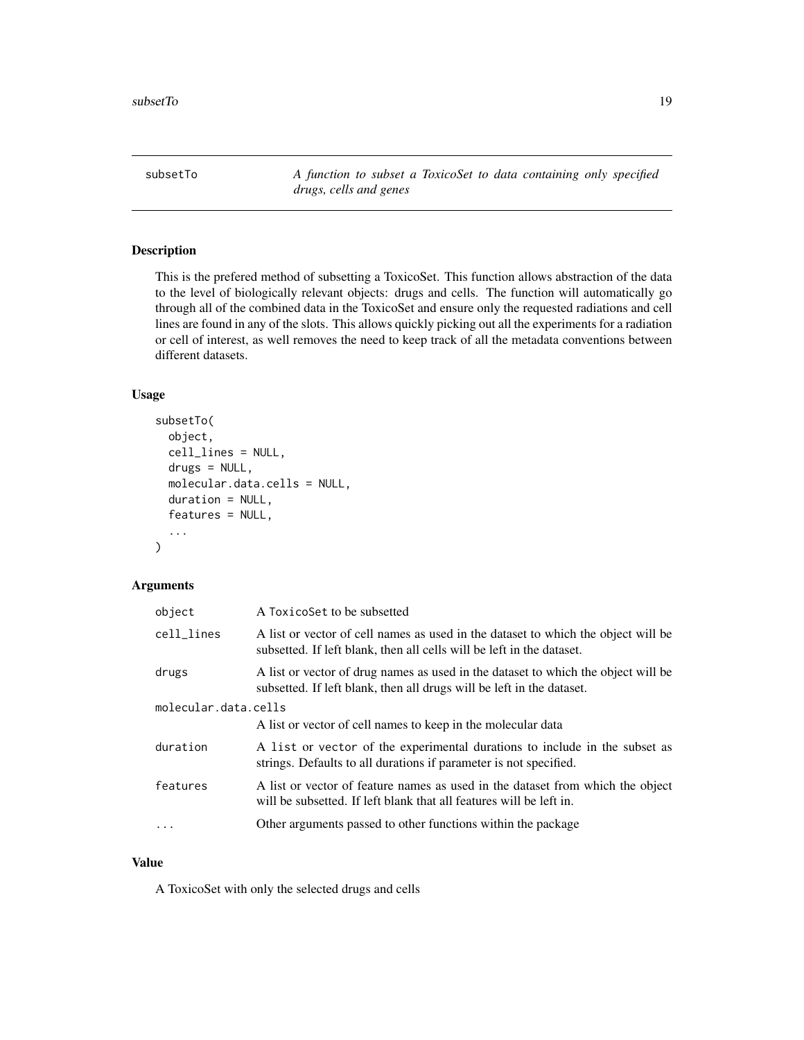## subsetTo

*A function to subset a ToxicoSet to data containing only specified drugs, cells and genes*

### Description

This is the prefered method of subsetting a ToxicoSet. This function allows abstraction of the data to the level of biologically relevant objects: drugs and cells. The function will automatically go through all of the combined data in the ToxicoSet and ensure only the requested radiations and cell lines are found in any of the slots. This allows quickly picking out all the experiments for a radiation or cell of interest, as well removes the need to keep track of all the metadata conventions between different datasets.

### Usage

```
subsetTo(
  object,
  cell_lines = NULL,
  drugs = NULL,
  molecular.data.cells = NULL,
  duration = NULL,
  features = NULL,
  ...
)
```

### Arguments

| Argument | Description |
|---|---|
| `object` | A `ToxicoSet` to be subsetted |
| `cell_lines` | A list or vector of cell names as used in the dataset to which the object will be subsetted. If left blank, then all cells will be left in the dataset. |
| `drugs` | A list or vector of drug names as used in the dataset to which the object will be subsetted. If left blank, then all drugs will be left in the dataset. |
| `molecular.data.cells` | A list or vector of cell names to keep in the molecular data |
| `duration` | A `list` or `vector` of the experimental durations to include in the subset as strings. Defaults to all durations if parameter is not specified. |
| `features` | A list or vector of feature names as used in the dataset from which the object will be subsetted. If left blank that all features will be left in. |
| `...` | Other arguments passed to other functions within the package |

### Value

A ToxicoSet with only the selected drugs and cells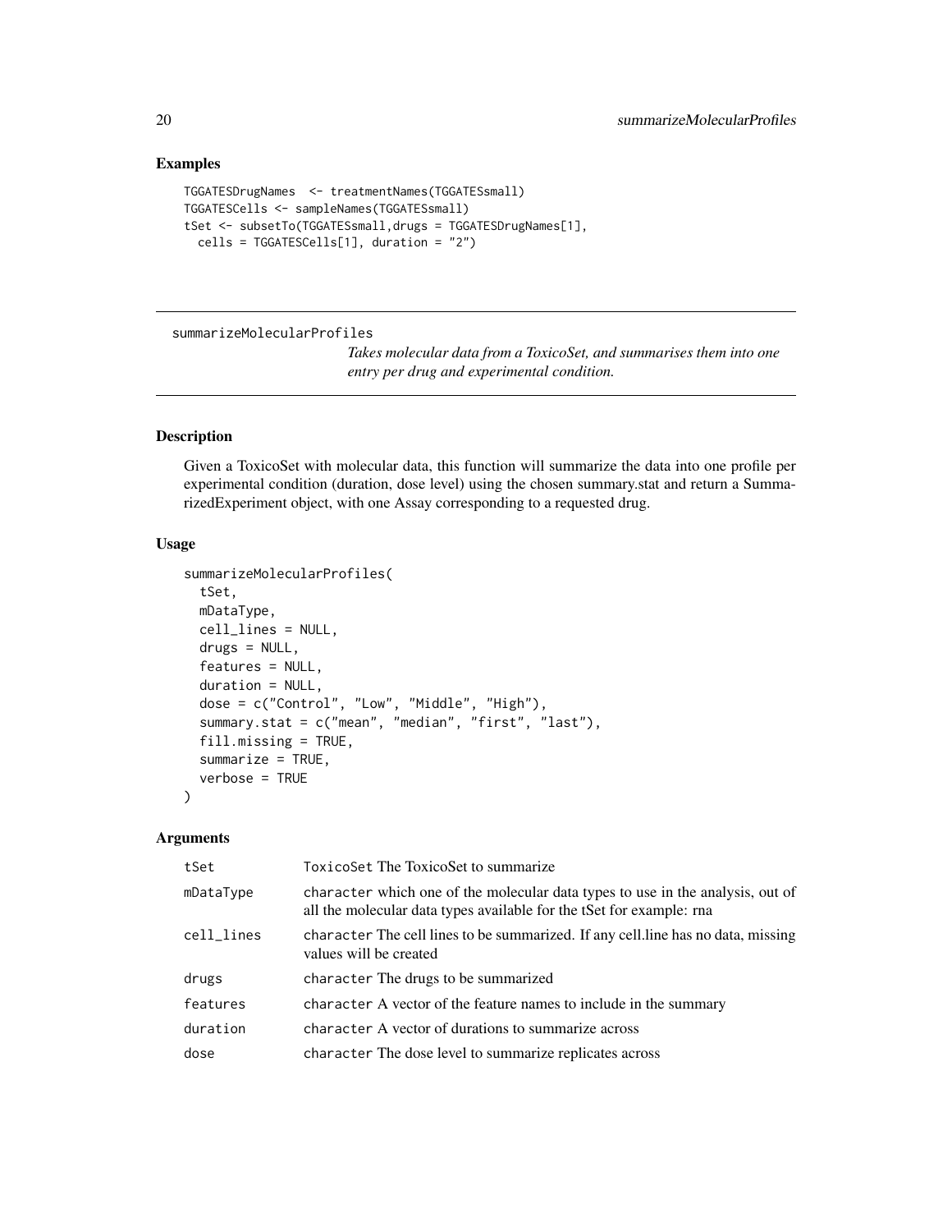## Examples

```
TGGATESDrugNames  <- treatmentNames(TGGATESsmall)
TGGATESCells <- sampleNames(TGGATESsmall)
tSet <- subsetTo(TGGATESsmall,drugs = TGGATESDrugNames[1],
  cells = TGGATESCells[1], duration = "2")
```

---

# summarizeMolecularProfiles

*Takes molecular data from a ToxicoSet, and summarises them into one entry per drug and experimental condition.*

---

## Description

Given a ToxicoSet with molecular data, this function will summarize the data into one profile per experimental condition (duration, dose level) using the chosen summary.stat and return a SummarizedExperiment object, with one Assay corresponding to a requested drug.

## Usage

```
summarizeMolecularProfiles(
  tSet,
  mDataType,
  cell_lines = NULL,
  drugs = NULL,
  features = NULL,
  duration = NULL,
  dose = c("Control", "Low", "Middle", "High"),
  summary.stat = c("mean", "median", "first", "last"),
  fill.missing = TRUE,
  summarize = TRUE,
  verbose = TRUE
)
```

## Arguments

| | |
|---|---|
| tSet | `ToxicoSet` The ToxicoSet to summarize |
| mDataType | `character` which one of the molecular data types to use in the analysis, out of all the molecular data types available for the tSet for example: rna |
| cell_lines | `character` The cell lines to be summarized. If any cell.line has no data, missing values will be created |
| drugs | `character` The drugs to be summarized |
| features | `character` A vector of the feature names to include in the summary |
| duration | `character` A vector of durations to summarize across |
| dose | `character` The dose level to summarize replicates across |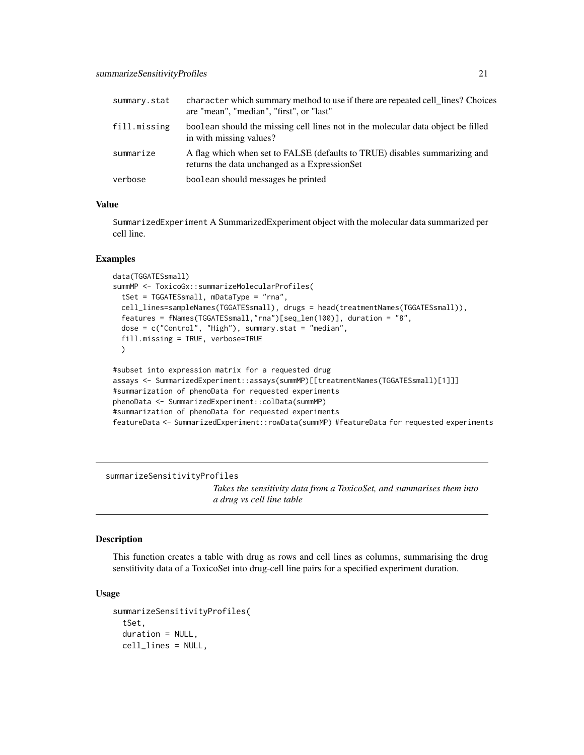| | |
|---|---|
| summary.stat | character which summary method to use if there are repeated cell_lines? Choices are "mean", "median", "first", or "last" |
| fill.missing | boolean should the missing cell lines not in the molecular data object be filled in with missing values? |
| summarize | A flag which when set to FALSE (defaults to TRUE) disables summarizing and returns the data unchanged as a ExpressionSet |
| verbose | boolean should messages be printed |

### Value

SummarizedExperiment A SummarizedExperiment object with the molecular data summarized per cell line.

### Examples

```
data(TGGATESsmall)
summMP <- ToxicoGx::summarizeMolecularProfiles(
  tSet = TGGATESsmall, mDataType = "rna",
  cell_lines=sampleNames(TGGATESsmall), drugs = head(treatmentNames(TGGATESsmall)),
  features = fNames(TGGATESsmall,"rna")[seq_len(100)], duration = "8",
  dose = c("Control", "High"), summary.stat = "median",
  fill.missing = TRUE, verbose=TRUE
  )

#subset into expression matrix for a requested drug
assays <- SummarizedExperiment::assays(summMP)[[treatmentNames(TGGATESsmall)[1]]]
#summarization of phenoData for requested experiments
phenoData <- SummarizedExperiment::colData(summMP)
#summarization of phenoData for requested experiments
featureData <- SummarizedExperiment::rowData(summMP) #featureData for requested experiments
```

---

## summarizeSensitivityProfiles

*Takes the sensitivity data from a ToxicoSet, and summarises them into a drug vs cell line table*

---

### Description

This function creates a table with drug as rows and cell lines as columns, summarising the drug senstitivity data of a ToxicoSet into drug-cell line pairs for a specified experiment duration.

### Usage

```
summarizeSensitivityProfiles(
  tSet,
  duration = NULL,
  cell_lines = NULL,
```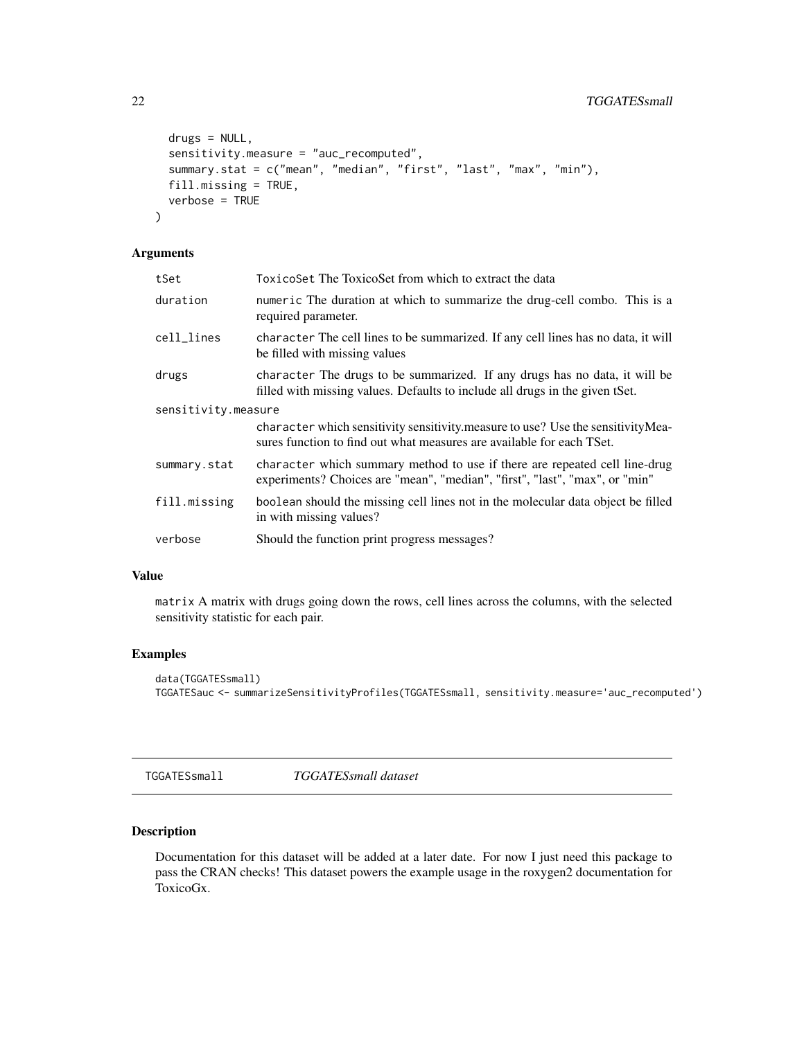```
  drugs = NULL,
  sensitivity.measure = "auc_recomputed",
  summary.stat = c("mean", "median", "first", "last", "max", "min"),
  fill.missing = TRUE,
  verbose = TRUE
)
```

### Arguments

| | |
|---|---|
| tSet | ToxicoSet The ToxicoSet from which to extract the data |
| duration | numeric The duration at which to summarize the drug-cell combo. This is a required parameter. |
| cell_lines | character The cell lines to be summarized. If any cell lines has no data, it will be filled with missing values |
| drugs | character The drugs to be summarized. If any drugs has no data, it will be filled with missing values. Defaults to include all drugs in the given tSet. |
| sensitivity.measure | character which sensitivity sensitivity.measure to use? Use the sensitivityMeasures function to find out what measures are available for each TSet. |
| summary.stat | character which summary method to use if there are repeated cell line-drug experiments? Choices are "mean", "median", "first", "last", "max", or "min" |
| fill.missing | boolean should the missing cell lines not in the molecular data object be filled in with missing values? |
| verbose | Should the function print progress messages? |

### Value

matrix A matrix with drugs going down the rows, cell lines across the columns, with the selected sensitivity statistic for each pair.

### Examples

```
data(TGGATESsmall)
TGGATESauc <- summarizeSensitivityProfiles(TGGATESsmall, sensitivity.measure='auc_recomputed')
```

---

## TGGATESsmall *TGGATESsmall dataset*

### Description

Documentation for this dataset will be added at a later date. For now I just need this package to pass the CRAN checks! This dataset powers the example usage in the roxygen2 documentation for ToxicoGx.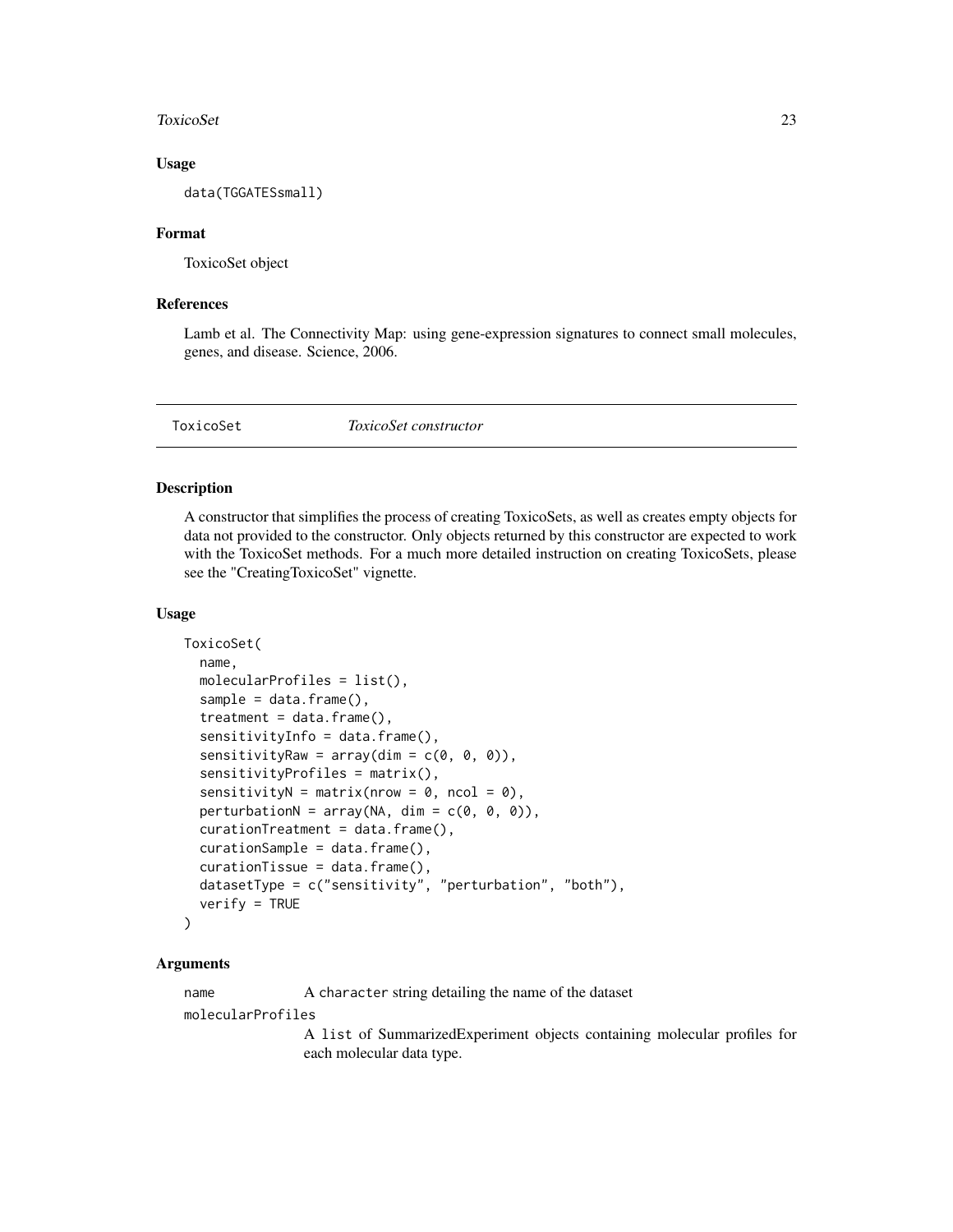### Usage

```
data(TGGATESsmall)
```

### Format

ToxicoSet object

### References

Lamb et al. The Connectivity Map: using gene-expression signatures to connect small molecules, genes, and disease. Science, 2006.

---

## ToxicoSet *ToxicoSet constructor*

---

### Description

A constructor that simplifies the process of creating ToxicoSets, as well as creates empty objects for data not provided to the constructor. Only objects returned by this constructor are expected to work with the ToxicoSet methods. For a much more detailed instruction on creating ToxicoSets, please see the "CreatingToxicoSet" vignette.

### Usage

```
ToxicoSet(
  name,
  molecularProfiles = list(),
  sample = data.frame(),
  treatment = data.frame(),
  sensitivityInfo = data.frame(),
  sensitivityRaw = array(dim = c(0, 0, 0)),
  sensitivityProfiles = matrix(),
  sensitivityN = matrix(nrow = 0, ncol = 0),
  perturbationN = array(NA, dim = c(0, 0, 0)),
  curationTreatment = data.frame(),
  curationSample = data.frame(),
  curationTissue = data.frame(),
  datasetType = c("sensitivity", "perturbation", "both"),
  verify = TRUE
)
```

### Arguments

`name` A `character` string detailing the name of the dataset

`molecularProfiles` A `list` of SummarizedExperiment objects containing molecular profiles for each molecular data type.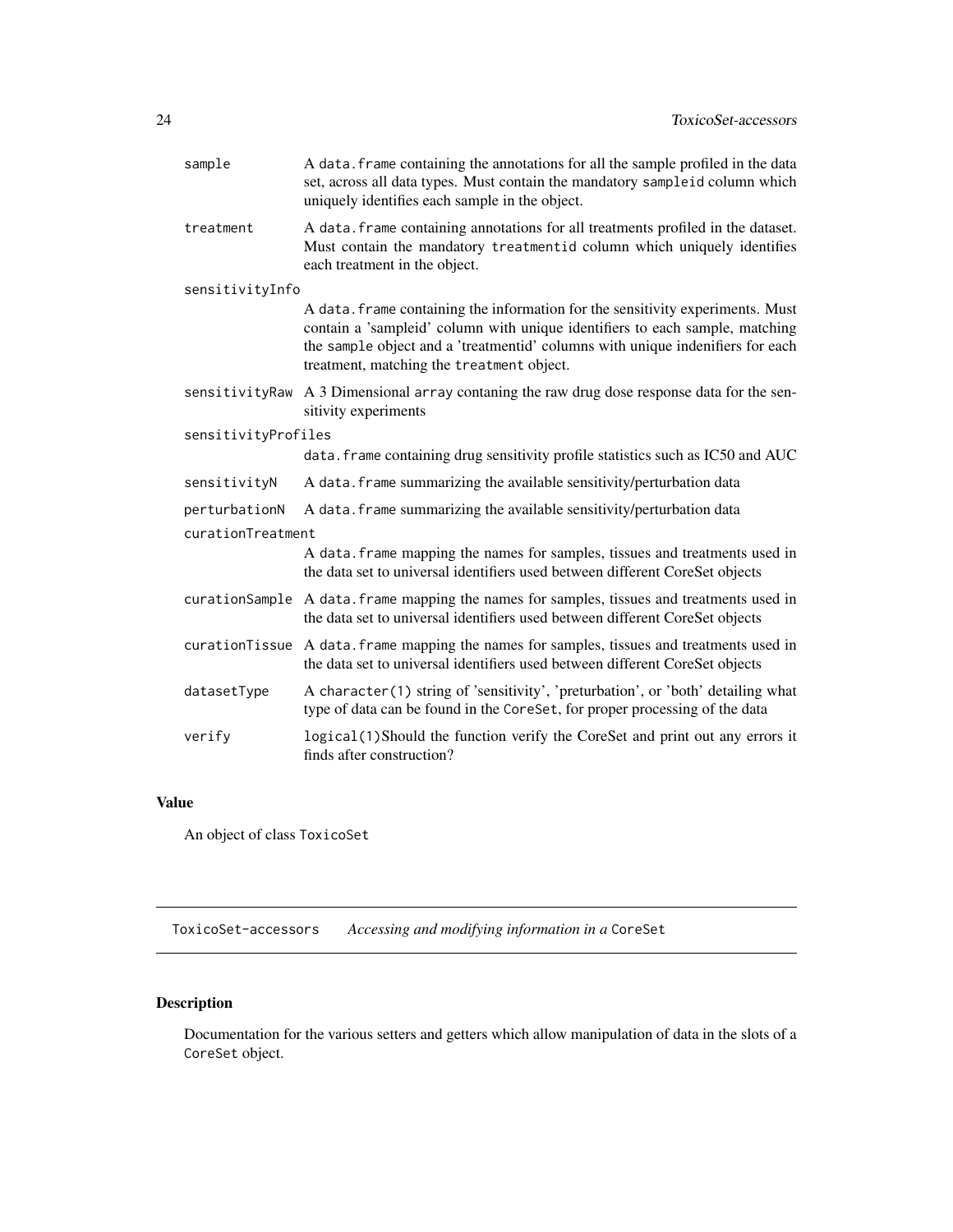| | |
|---|---|
| sample | A data.frame containing the annotations for all the sample profiled in the data set, across all data types. Must contain the mandatory sampleid column which uniquely identifies each sample in the object. |
| treatment | A data.frame containing annotations for all treatments profiled in the dataset. Must contain the mandatory treatmentid column which uniquely identifies each treatment in the object. |
| sensitivityInfo | A data.frame containing the information for the sensitivity experiments. Must contain a 'sampleid' column with unique identifiers to each sample, matching the sample object and a 'treatmentid' columns with unique indenifiers for each treatment, matching the treatment object. |
| sensitivityRaw | A 3 Dimensional array contaning the raw drug dose response data for the sensitivity experiments |
| sensitivityProfiles | data.frame containing drug sensitivity profile statistics such as IC50 and AUC |
| sensitivityN | A data.frame summarizing the available sensitivity/perturbation data |
| perturbationN | A data.frame summarizing the available sensitivity/perturbation data |
| curationTreatment | A data.frame mapping the names for samples, tissues and treatments used in the data set to universal identifiers used between different CoreSet objects |
| curationSample | A data.frame mapping the names for samples, tissues and treatments used in the data set to universal identifiers used between different CoreSet objects |
| curationTissue | A data.frame mapping the names for samples, tissues and treatments used in the data set to universal identifiers used between different CoreSet objects |
| datasetType | A character(1) string of 'sensitivity', 'preturbation', or 'both' detailing what type of data can be found in the CoreSet, for proper processing of the data |
| verify | logical(1)Should the function verify the CoreSet and print out any errors it finds after construction? |

## Value

An object of class ToxicoSet

---

ToxicoSet-accessors *Accessing and modifying information in a* CoreSet

---

## Description

Documentation for the various setters and getters which allow manipulation of data in the slots of a CoreSet object.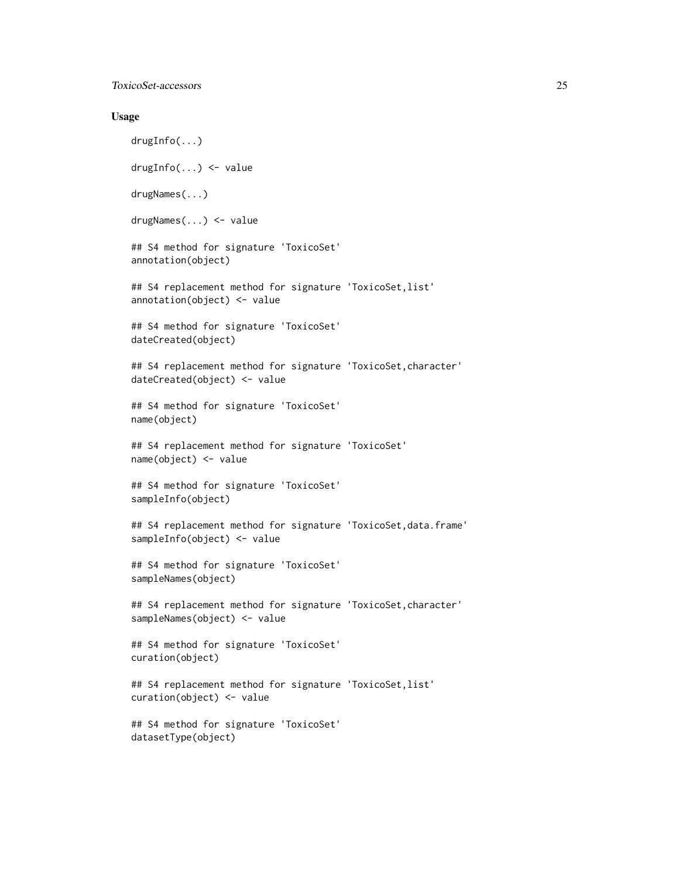## Usage

```
drugInfo(...)

drugInfo(...) <- value

drugNames(...)

drugNames(...) <- value

## S4 method for signature 'ToxicoSet'
annotation(object)

## S4 replacement method for signature 'ToxicoSet,list'
annotation(object) <- value

## S4 method for signature 'ToxicoSet'
dateCreated(object)

## S4 replacement method for signature 'ToxicoSet,character'
dateCreated(object) <- value

## S4 method for signature 'ToxicoSet'
name(object)

## S4 replacement method for signature 'ToxicoSet'
name(object) <- value

## S4 method for signature 'ToxicoSet'
sampleInfo(object)

## S4 replacement method for signature 'ToxicoSet,data.frame'
sampleInfo(object) <- value

## S4 method for signature 'ToxicoSet'
sampleNames(object)

## S4 replacement method for signature 'ToxicoSet,character'
sampleNames(object) <- value

## S4 method for signature 'ToxicoSet'
curation(object)

## S4 replacement method for signature 'ToxicoSet,list'
curation(object) <- value

## S4 method for signature 'ToxicoSet'
datasetType(object)
```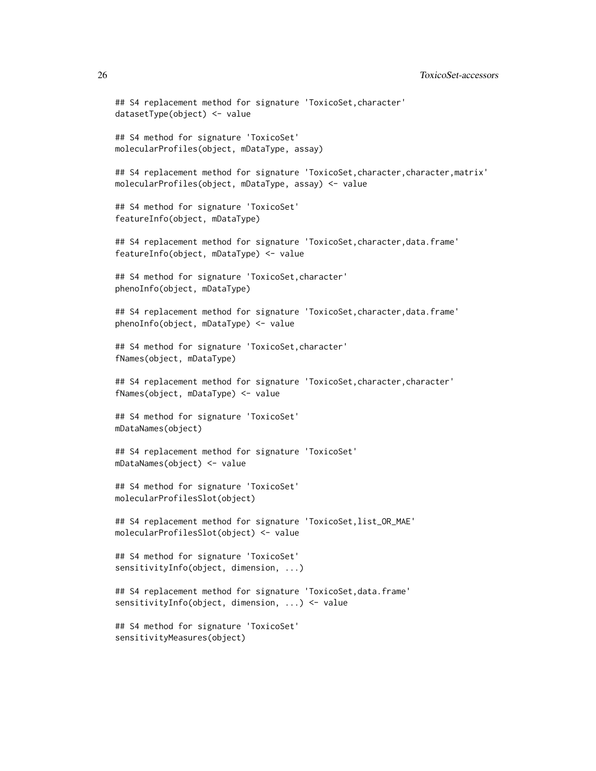```
## S4 replacement method for signature 'ToxicoSet,character'
datasetType(object) <- value

## S4 method for signature 'ToxicoSet'
molecularProfiles(object, mDataType, assay)

## S4 replacement method for signature 'ToxicoSet,character,character,matrix'
molecularProfiles(object, mDataType, assay) <- value

## S4 method for signature 'ToxicoSet'
featureInfo(object, mDataType)

## S4 replacement method for signature 'ToxicoSet,character,data.frame'
featureInfo(object, mDataType) <- value

## S4 method for signature 'ToxicoSet,character'
phenoInfo(object, mDataType)

## S4 replacement method for signature 'ToxicoSet,character,data.frame'
phenoInfo(object, mDataType) <- value

## S4 method for signature 'ToxicoSet,character'
fNames(object, mDataType)

## S4 replacement method for signature 'ToxicoSet,character,character'
fNames(object, mDataType) <- value

## S4 method for signature 'ToxicoSet'
mDataNames(object)

## S4 replacement method for signature 'ToxicoSet'
mDataNames(object) <- value

## S4 method for signature 'ToxicoSet'
molecularProfilesSlot(object)

## S4 replacement method for signature 'ToxicoSet,list_OR_MAE'
molecularProfilesSlot(object) <- value

## S4 method for signature 'ToxicoSet'
sensitivityInfo(object, dimension, ...)

## S4 replacement method for signature 'ToxicoSet,data.frame'
sensitivityInfo(object, dimension, ...) <- value

## S4 method for signature 'ToxicoSet'
sensitivityMeasures(object)
```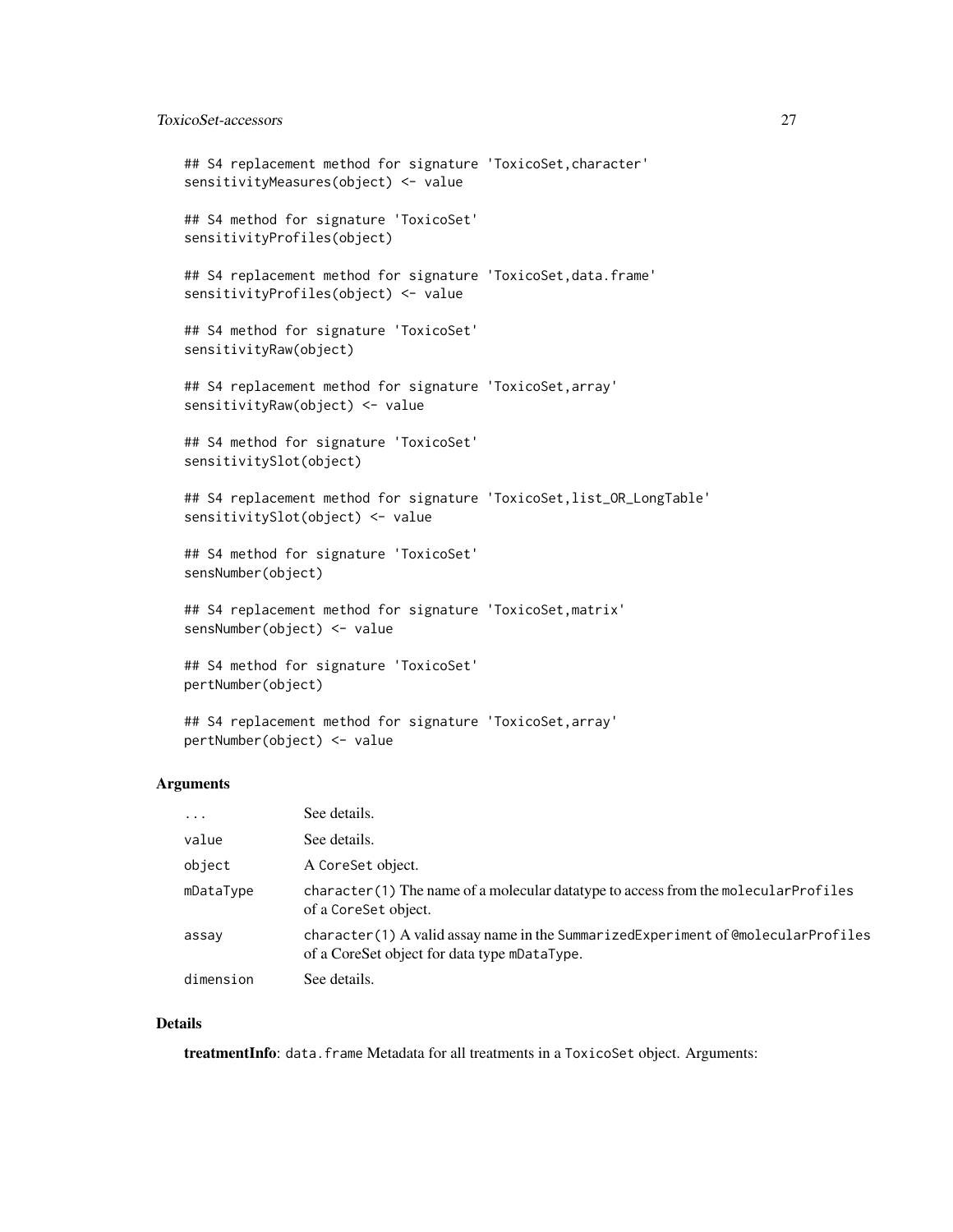```
## S4 replacement method for signature 'ToxicoSet,character'
sensitivityMeasures(object) <- value

## S4 method for signature 'ToxicoSet'
sensitivityProfiles(object)

## S4 replacement method for signature 'ToxicoSet,data.frame'
sensitivityProfiles(object) <- value

## S4 method for signature 'ToxicoSet'
sensitivityRaw(object)

## S4 replacement method for signature 'ToxicoSet,array'
sensitivityRaw(object) <- value

## S4 method for signature 'ToxicoSet'
sensitivitySlot(object)

## S4 replacement method for signature 'ToxicoSet,list_OR_LongTable'
sensitivitySlot(object) <- value

## S4 method for signature 'ToxicoSet'
sensNumber(object)

## S4 replacement method for signature 'ToxicoSet,matrix'
sensNumber(object) <- value

## S4 method for signature 'ToxicoSet'
pertNumber(object)

## S4 replacement method for signature 'ToxicoSet,array'
pertNumber(object) <- value
```

## Arguments

| | |
|---|---|
| `...` | See details. |
| `value` | See details. |
| `object` | A `CoreSet` object. |
| `mDataType` | `character(1)` The name of a molecular datatype to access from the `molecularProfiles` of a `CoreSet` object. |
| `assay` | `character(1)` A valid assay name in the `SummarizedExperiment` of `@molecularProfiles` of a CoreSet object for data type `mDataType`. |
| `dimension` | See details. |

## Details

**treatmentInfo**: `data.frame` Metadata for all treatments in a `ToxicoSet` object. Arguments: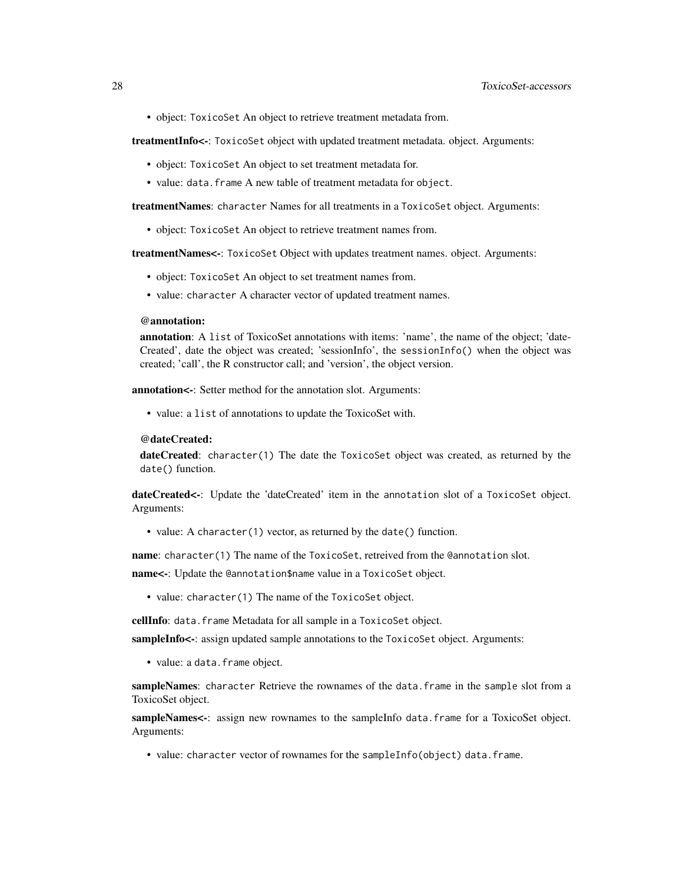- object: `ToxicoSet` An object to retrieve treatment metadata from.

**treatmentInfo<-**: `ToxicoSet` object with updated treatment metadata. object. Arguments:

- object: `ToxicoSet` An object to set treatment metadata for.
- value: `data.frame` A new table of treatment metadata for `object`.

**treatmentNames**: `character` Names for all treatments in a `ToxicoSet` object. Arguments:

- object: `ToxicoSet` An object to retrieve treatment names from.

**treatmentNames<-**: `ToxicoSet` Object with updates treatment names. object. Arguments:

- object: `ToxicoSet` An object to set treatment names from.
- value: `character` A character vector of updated treatment names.

**@annotation:**

**annotation**: A `list` of ToxicoSet annotations with items: 'name', the name of the object; 'dateCreated', date the object was created; 'sessionInfo', the `sessionInfo()` when the object was created; 'call', the R constructor call; and 'version', the object version.

**annotation<-**: Setter method for the annotation slot. Arguments:

- value: a `list` of annotations to update the ToxicoSet with.

**@dateCreated:**

**dateCreated**: `character(1)` The date the `ToxicoSet` object was created, as returned by the `date()` function.

**dateCreated<-**: Update the 'dateCreated' item in the `annotation` slot of a `ToxicoSet` object. Arguments:

- value: A `character(1)` vector, as returned by the `date()` function.

**name**: `character(1)` The name of the `ToxicoSet`, retreived from the `@annotation` slot.

**name<-**: Update the `@annotation$name` value in a `ToxicoSet` object.

- value: `character(1)` The name of the `ToxicoSet` object.

**cellInfo**: `data.frame` Metadata for all sample in a `ToxicoSet` object.

**sampleInfo<-**: assign updated sample annotations to the `ToxicoSet` object. Arguments:

- value: a `data.frame` object.

**sampleNames**: `character` Retrieve the rownames of the `data.frame` in the `sample` slot from a ToxicoSet object.

**sampleNames<-**: assign new rownames to the sampleInfo `data.frame` for a ToxicoSet object. Arguments:

- value: `character` vector of rownames for the `sampleInfo(object)` `data.frame`.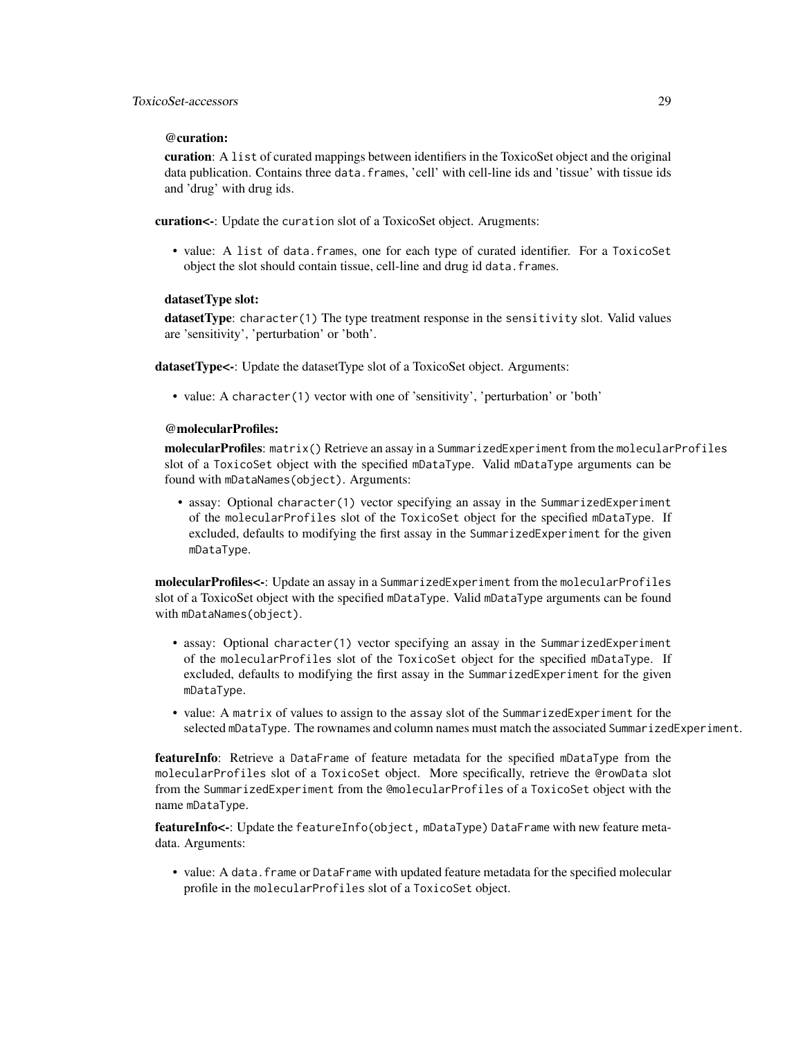**@curation:**

**curation**: A `list` of curated mappings between identifiers in the ToxicoSet object and the original data publication. Contains three `data.frames`, 'cell' with cell-line ids and 'tissue' with tissue ids and 'drug' with drug ids.

**curation<-**: Update the `curation` slot of a ToxicoSet object. Arugments:

- value: A `list` of `data.frames`, one for each type of curated identifier. For a `ToxicoSet` object the slot should contain tissue, cell-line and drug id `data.frames`.

**datasetType slot:**

**datasetType**: `character(1)` The type treatment response in the `sensitivity` slot. Valid values are 'sensitivity', 'perturbation' or 'both'.

**datasetType<-**: Update the datasetType slot of a ToxicoSet object. Arguments:

- value: A `character(1)` vector with one of 'sensitivity', 'perturbation' or 'both'

**@molecularProfiles:**

**molecularProfiles**: `matrix()` Retrieve an assay in a `SummarizedExperiment` from the `molecularProfiles` slot of a `ToxicoSet` object with the specified `mDataType`. Valid `mDataType` arguments can be found with `mDataNames(object)`. Arguments:

- assay: Optional `character(1)` vector specifying an assay in the `SummarizedExperiment` of the `molecularProfiles` slot of the `ToxicoSet` object for the specified `mDataType`. If excluded, defaults to modifying the first assay in the `SummarizedExperiment` for the given `mDataType`.

**molecularProfiles<-**: Update an assay in a `SummarizedExperiment` from the `molecularProfiles` slot of a ToxicoSet object with the specified `mDataType`. Valid `mDataType` arguments can be found with `mDataNames(object)`.

- assay: Optional `character(1)` vector specifying an assay in the `SummarizedExperiment` of the `molecularProfiles` slot of the `ToxicoSet` object for the specified `mDataType`. If excluded, defaults to modifying the first assay in the `SummarizedExperiment` for the given `mDataType`.
- value: A `matrix` of values to assign to the `assay` slot of the `SummarizedExperiment` for the selected `mDataType`. The rownames and column names must match the associated `SummarizedExperiment`.

**featureInfo**: Retrieve a `DataFrame` of feature metadata for the specified `mDataType` from the `molecularProfiles` slot of a `ToxicoSet` object. More specifically, retrieve the `@rowData` slot from the `SummarizedExperiment` from the `@molecularProfiles` of a `ToxicoSet` object with the name `mDataType`.

**featureInfo<-**: Update the `featureInfo(object, mDataType)` `DataFrame` with new feature metadata. Arguments:

- value: A `data.frame` or `DataFrame` with updated feature metadata for the specified molecular profile in the `molecularProfiles` slot of a `ToxicoSet` object.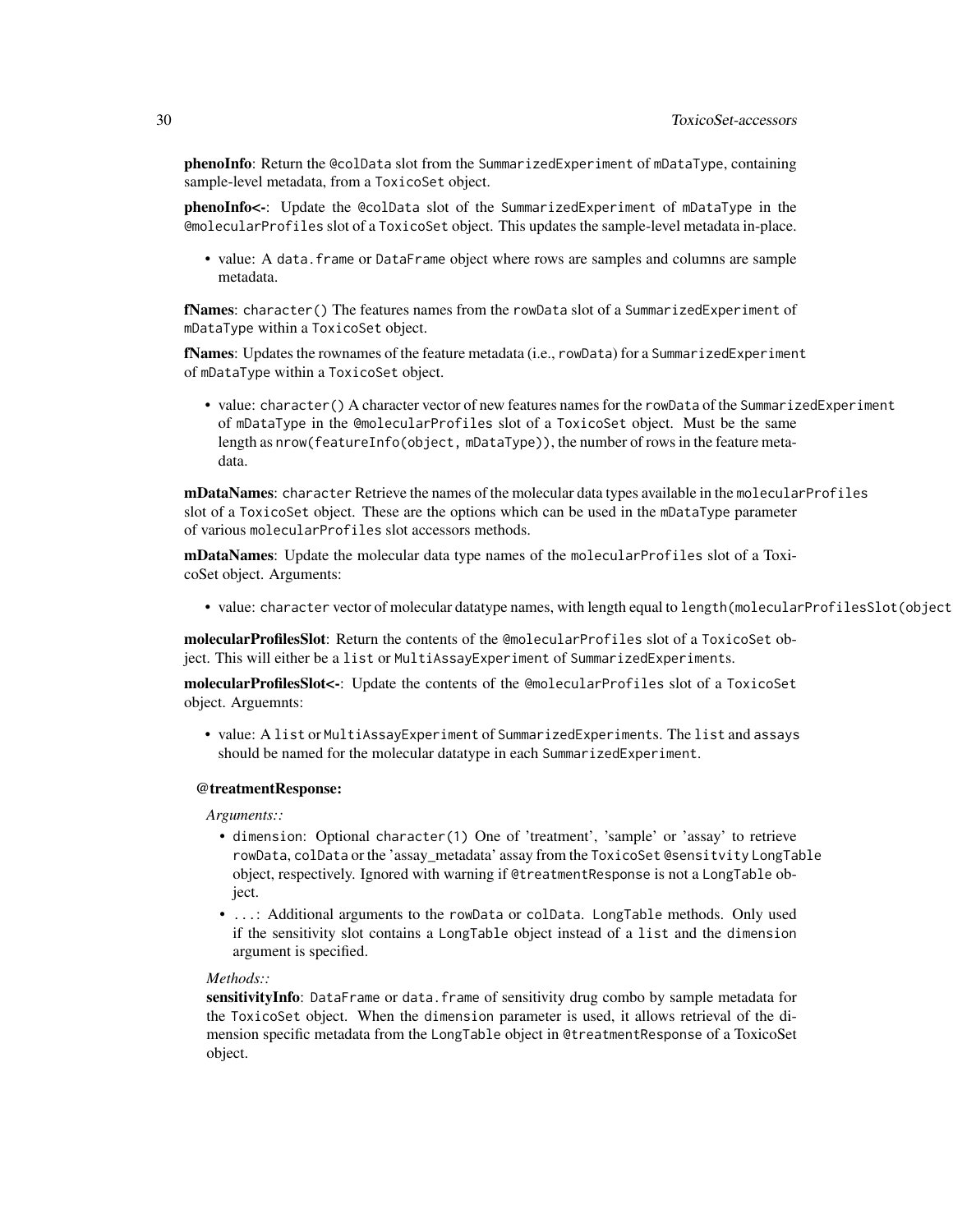**phenoInfo**: Return the `@colData` slot from the `SummarizedExperiment` of `mDataType`, containing sample-level metadata, from a `ToxicoSet` object.

**phenoInfo<-**: Update the `@colData` slot of the `SummarizedExperiment` of `mDataType` in the `@molecularProfiles` slot of a `ToxicoSet` object. This updates the sample-level metadata in-place.

- value: A `data.frame` or `DataFrame` object where rows are samples and columns are sample metadata.

**fNames**: `character()` The features names from the `rowData` slot of a `SummarizedExperiment` of `mDataType` within a `ToxicoSet` object.

**fNames**: Updates the rownames of the feature metadata (i.e., `rowData`) for a `SummarizedExperiment` of `mDataType` within a `ToxicoSet` object.

- value: `character()` A character vector of new features names for the `rowData` of the `SummarizedExperiment` of `mDataType` in the `@molecularProfiles` slot of a `ToxicoSet` object. Must be the same length as `nrow(featureInfo(object, mDataType))`, the number of rows in the feature metadata.

**mDataNames**: `character` Retrieve the names of the molecular data types available in the `molecularProfiles` slot of a `ToxicoSet` object. These are the options which can be used in the `mDataType` parameter of various `molecularProfiles` slot accessors methods.

**mDataNames**: Update the molecular data type names of the `molecularProfiles` slot of a ToxicoSet object. Arguments:

- value: `character` vector of molecular datatype names, with length equal to `length(molecularProfilesSlot(object`

**molecularProfilesSlot**: Return the contents of the `@molecularProfiles` slot of a `ToxicoSet` object. This will either be a `list` or `MultiAssayExperiment` of `SummarizedExperiments`.

**molecularProfilesSlot<-**: Update the contents of the `@molecularProfiles` slot of a `ToxicoSet` object. Arguemnts:

- value: A `list` or `MultiAssayExperiment` of `SummarizedExperiments`. The `list` and `assays` should be named for the molecular datatype in each `SummarizedExperiment`.

**@treatmentResponse:**

*Arguments::*

- `dimension`: Optional `character(1)` One of 'treatment', 'sample' or 'assay' to retrieve `rowData`, `colData` or the 'assay_metadata' assay from the `ToxicoSet` `@sensitvity` `LongTable` object, respectively. Ignored with warning if `@treatmentResponse` is not a `LongTable` object.
- `...`: Additional arguments to the `rowData` or `colData`. `LongTable` methods. Only used if the sensitivity slot contains a `LongTable` object instead of a `list` and the `dimension` argument is specified.

*Methods::*

**sensitivityInfo**: `DataFrame` or `data.frame` of sensitivity drug combo by sample metadata for the `ToxicoSet` object. When the `dimension` parameter is used, it allows retrieval of the dimension specific metadata from the `LongTable` object in `@treatmentResponse` of a ToxicoSet object.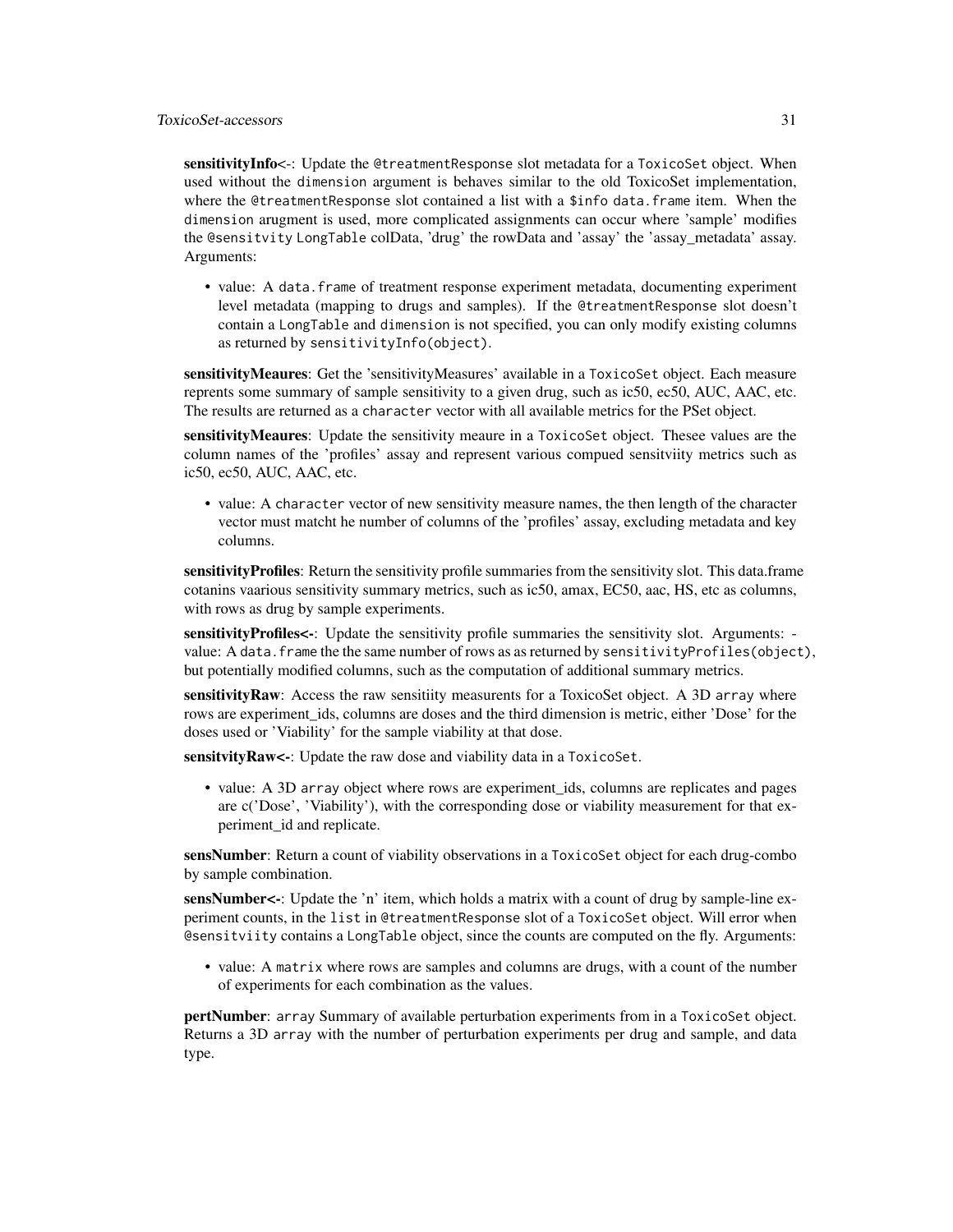**sensitivityInfo<-**: Update the `@treatmentResponse` slot metadata for a `ToxicoSet` object. When used without the `dimension` argument is behaves similar to the old ToxicoSet implementation, where the `@treatmentResponse` slot contained a list with a `$info` `data.frame` item. When the `dimension` arugment is used, more complicated assignments can occur where 'sample' modifies the `@sensitvity` `LongTable` colData, 'drug' the rowData and 'assay' the 'assay_metadata' assay. Arguments:

- value: A `data.frame` of treatment response experiment metadata, documenting experiment level metadata (mapping to drugs and samples). If the `@treatmentResponse` slot doesn't contain a `LongTable` and `dimension` is not specified, you can only modify existing columns as returned by `sensitivityInfo(object)`.

**sensitivityMeaures**: Get the 'sensitivityMeasures' available in a `ToxicoSet` object. Each measure reprents some summary of sample sensitivity to a given drug, such as ic50, ec50, AUC, AAC, etc. The results are returned as a `character` vector with all available metrics for the PSet object.

**sensitivityMeaures**: Update the sensitivity meaure in a `ToxicoSet` object. Thesee values are the column names of the 'profiles' assay and represent various compued sensitviity metrics such as ic50, ec50, AUC, AAC, etc.

- value: A `character` vector of new sensitivity measure names, the then length of the character vector must matcht he number of columns of the 'profiles' assay, excluding metadata and key columns.

**sensitivityProfiles**: Return the sensitivity profile summaries from the sensitivity slot. This data.frame cotanins vaarious sensitivity summary metrics, such as ic50, amax, EC50, aac, HS, etc as columns, with rows as drug by sample experiments.

**sensitivityProfiles<-**: Update the sensitivity profile summaries the sensitivity slot. Arguments: - value: A `data.frame` the the same number of rows as as returned by `sensitivityProfiles(object)`, but potentially modified columns, such as the computation of additional summary metrics.

**sensitivityRaw**: Access the raw sensitiity measurents for a ToxicoSet object. A 3D `array` where rows are experiment_ids, columns are doses and the third dimension is metric, either 'Dose' for the doses used or 'Viability' for the sample viability at that dose.

**sensitvityRaw<-**: Update the raw dose and viability data in a `ToxicoSet`.

- value: A 3D `array` object where rows are experiment_ids, columns are replicates and pages are c('Dose', 'Viability'), with the corresponding dose or viability measurement for that experiment_id and replicate.

**sensNumber**: Return a count of viability observations in a `ToxicoSet` object for each drug-combo by sample combination.

**sensNumber<-**: Update the 'n' item, which holds a matrix with a count of drug by sample-line experiment counts, in the `list` in `@treatmentResponse` slot of a `ToxicoSet` object. Will error when `@sensitviity` contains a `LongTable` object, since the counts are computed on the fly. Arguments:

- value: A `matrix` where rows are samples and columns are drugs, with a count of the number of experiments for each combination as the values.

**pertNumber**: `array` Summary of available perturbation experiments from in a `ToxicoSet` object. Returns a 3D `array` with the number of perturbation experiments per drug and sample, and data type.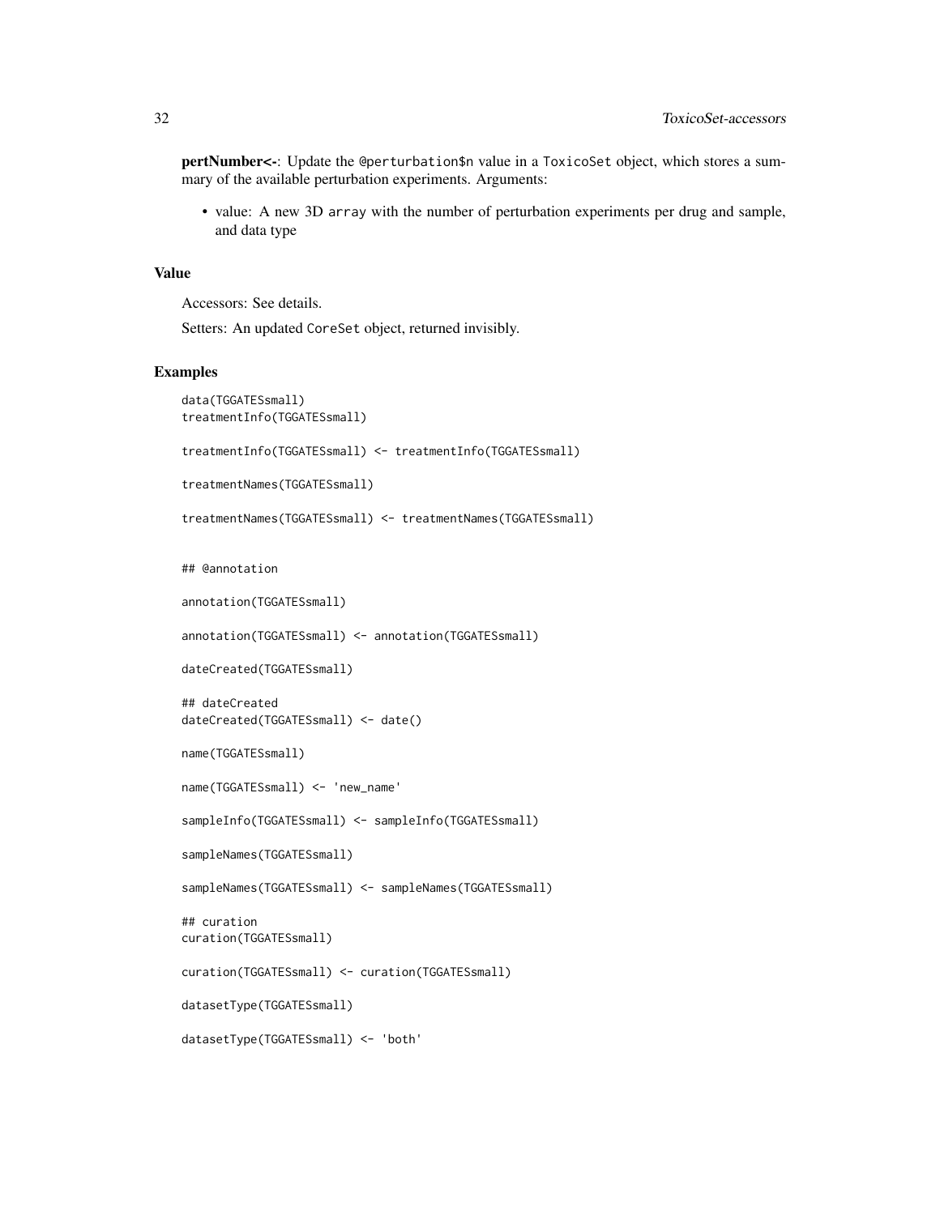**pertNumber<-**: Update the `@perturbation$n` value in a `ToxicoSet` object, which stores a summary of the available perturbation experiments. Arguments:

- value: A new 3D `array` with the number of perturbation experiments per drug and sample, and data type

### Value

Accessors: See details.

Setters: An updated `CoreSet` object, returned invisibly.

### Examples

```
data(TGGATESsmall)
treatmentInfo(TGGATESsmall)

treatmentInfo(TGGATESsmall) <- treatmentInfo(TGGATESsmall)

treatmentNames(TGGATESsmall)

treatmentNames(TGGATESsmall) <- treatmentNames(TGGATESsmall)


## @annotation

annotation(TGGATESsmall)

annotation(TGGATESsmall) <- annotation(TGGATESsmall)

dateCreated(TGGATESsmall)

## dateCreated
dateCreated(TGGATESsmall) <- date()

name(TGGATESsmall)

name(TGGATESsmall) <- 'new_name'

sampleInfo(TGGATESsmall) <- sampleInfo(TGGATESsmall)

sampleNames(TGGATESsmall)

sampleNames(TGGATESsmall) <- sampleNames(TGGATESsmall)

## curation
curation(TGGATESsmall)

curation(TGGATESsmall) <- curation(TGGATESsmall)

datasetType(TGGATESsmall)

datasetType(TGGATESsmall) <- 'both'
```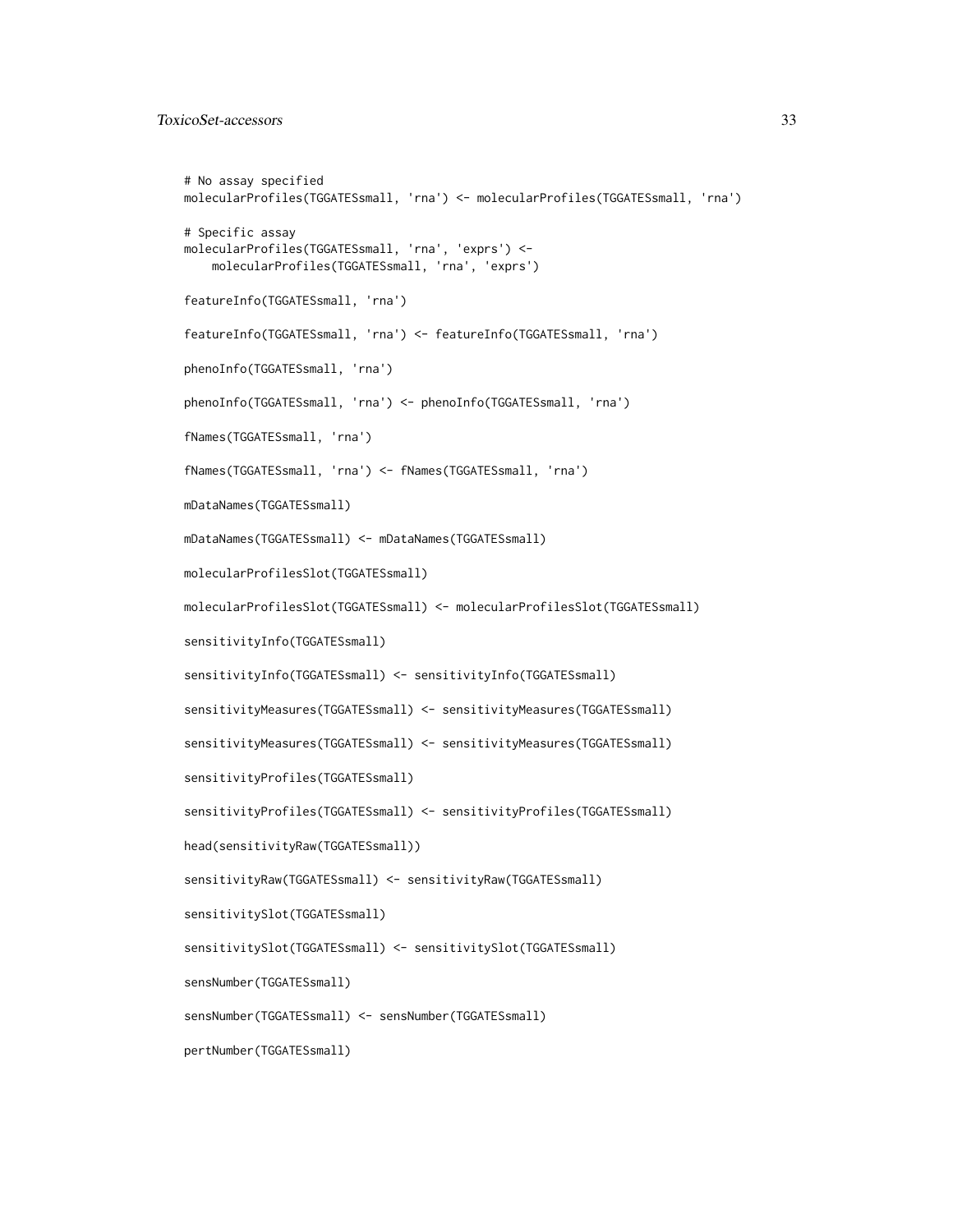```
# No assay specified
molecularProfiles(TGGATESsmall, 'rna') <- molecularProfiles(TGGATESsmall, 'rna')

# Specific assay
molecularProfiles(TGGATESsmall, 'rna', 'exprs') <-
    molecularProfiles(TGGATESsmall, 'rna', 'exprs')

featureInfo(TGGATESsmall, 'rna')

featureInfo(TGGATESsmall, 'rna') <- featureInfo(TGGATESsmall, 'rna')

phenoInfo(TGGATESsmall, 'rna')

phenoInfo(TGGATESsmall, 'rna') <- phenoInfo(TGGATESsmall, 'rna')

fNames(TGGATESsmall, 'rna')

fNames(TGGATESsmall, 'rna') <- fNames(TGGATESsmall, 'rna')

mDataNames(TGGATESsmall)

mDataNames(TGGATESsmall) <- mDataNames(TGGATESsmall)

molecularProfilesSlot(TGGATESsmall)

molecularProfilesSlot(TGGATESsmall) <- molecularProfilesSlot(TGGATESsmall)

sensitivityInfo(TGGATESsmall)

sensitivityInfo(TGGATESsmall) <- sensitivityInfo(TGGATESsmall)

sensitivityMeasures(TGGATESsmall) <- sensitivityMeasures(TGGATESsmall)

sensitivityMeasures(TGGATESsmall) <- sensitivityMeasures(TGGATESsmall)

sensitivityProfiles(TGGATESsmall)

sensitivityProfiles(TGGATESsmall) <- sensitivityProfiles(TGGATESsmall)

head(sensitivityRaw(TGGATESsmall))

sensitivityRaw(TGGATESsmall) <- sensitivityRaw(TGGATESsmall)

sensitivitySlot(TGGATESsmall)

sensitivitySlot(TGGATESsmall) <- sensitivitySlot(TGGATESsmall)

sensNumber(TGGATESsmall)

sensNumber(TGGATESsmall) <- sensNumber(TGGATESsmall)

pertNumber(TGGATESsmall)
```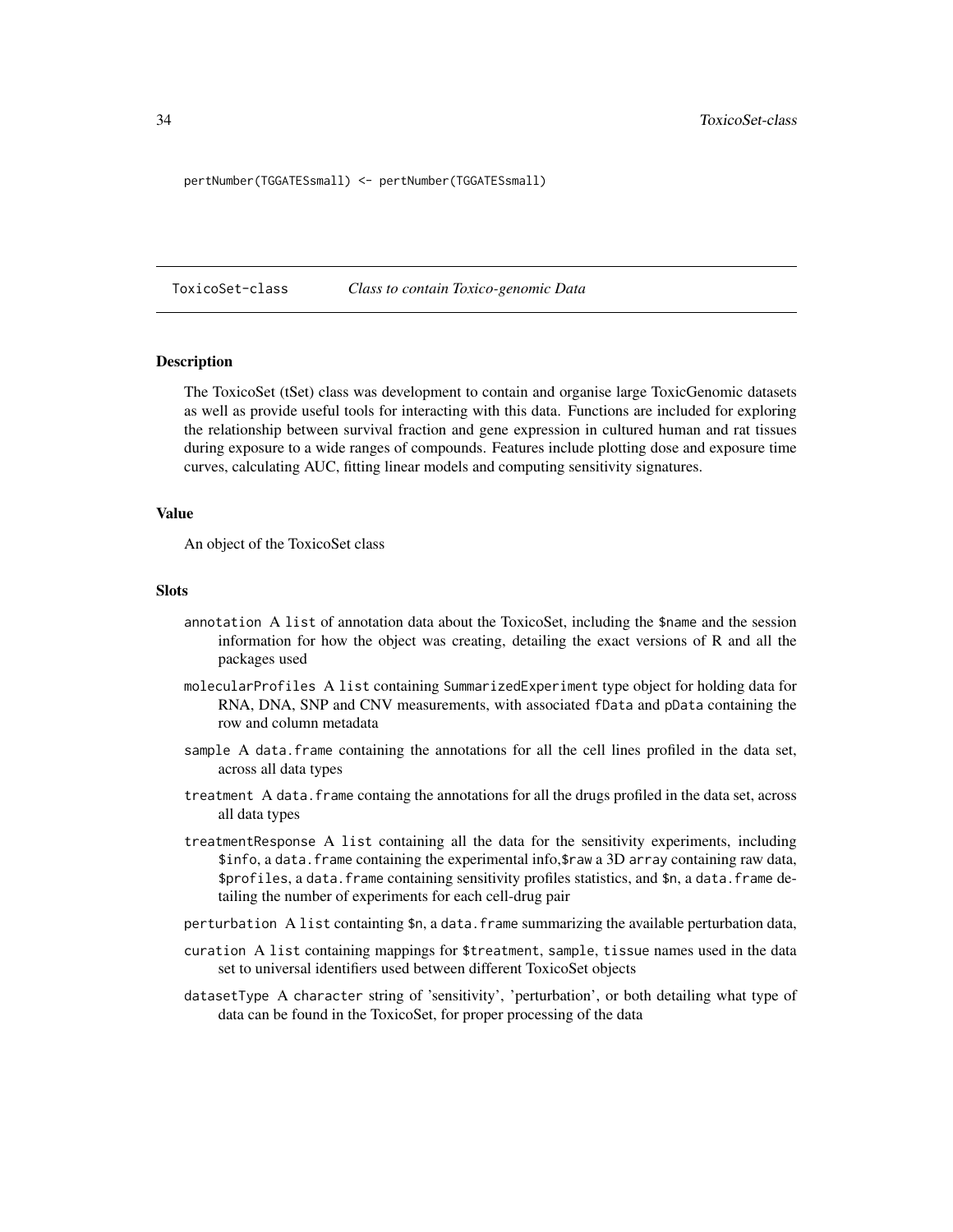```
pertNumber(TGGATESsmall) <- pertNumber(TGGATESsmall)
```

## ToxicoSet-class *Class to contain Toxico-genomic Data*

### Description

The ToxicoSet (tSet) class was development to contain and organise large ToxicGenomic datasets as well as provide useful tools for interacting with this data. Functions are included for exploring the relationship between survival fraction and gene expression in cultured human and rat tissues during exposure to a wide ranges of compounds. Features include plotting dose and exposure time curves, calculating AUC, fitting linear models and computing sensitivity signatures.

### Value

An object of the ToxicoSet class

### Slots

- `annotation` A `list` of annotation data about the ToxicoSet, including the `$name` and the session information for how the object was creating, detailing the exact versions of R and all the packages used
- `molecularProfiles` A `list` containing `SummarizedExperiment` type object for holding data for RNA, DNA, SNP and CNV measurements, with associated `fData` and `pData` containing the row and column metadata
- `sample` A `data.frame` containing the annotations for all the cell lines profiled in the data set, across all data types
- `treatment` A `data.frame` containg the annotations for all the drugs profiled in the data set, across all data types
- `treatmentResponse` A `list` containing all the data for the sensitivity experiments, including `$info`, a `data.frame` containing the experimental info,`$raw` a 3D `array` containing raw data, `$profiles`, a `data.frame` containing sensitivity profiles statistics, and `$n`, a `data.frame` detailing the number of experiments for each cell-drug pair
- `perturbation` A `list` containting `$n`, a `data.frame` summarizing the available perturbation data,
- `curation` A `list` containing mappings for `$treatment`, `sample`, `tissue` names used in the data set to universal identifiers used between different ToxicoSet objects
- `datasetType` A `character` string of 'sensitivity', 'perturbation', or both detailing what type of data can be found in the ToxicoSet, for proper processing of the data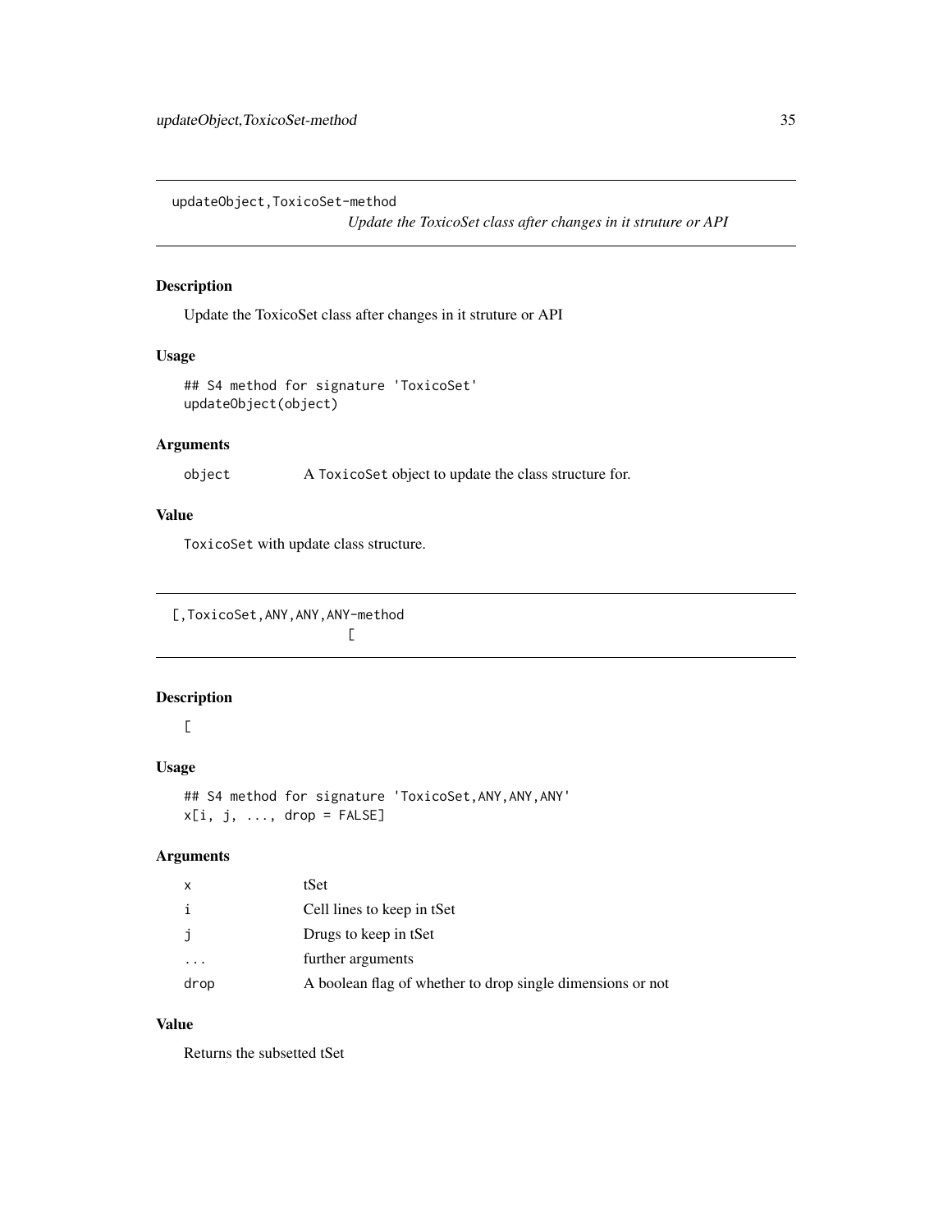## updateObject,ToxicoSet-method

*Update the ToxicoSet class after changes in it struture or API*

### Description

Update the ToxicoSet class after changes in it struture or API

### Usage

```
## S4 method for signature 'ToxicoSet'
updateObject(object)
```

### Arguments

| | |
|---|---|
| object | A ToxicoSet object to update the class structure for. |

### Value

ToxicoSet with update class structure.

## [,ToxicoSet,ANY,ANY,ANY-method

*[*

### Description

[

### Usage

```
## S4 method for signature 'ToxicoSet,ANY,ANY,ANY'
x[i, j, ..., drop = FALSE]
```

### Arguments

| | |
|---|---|
| x | tSet |
| i | Cell lines to keep in tSet |
| j | Drugs to keep in tSet |
| ... | further arguments |
| drop | A boolean flag of whether to drop single dimensions or not |

### Value

Returns the subsetted tSet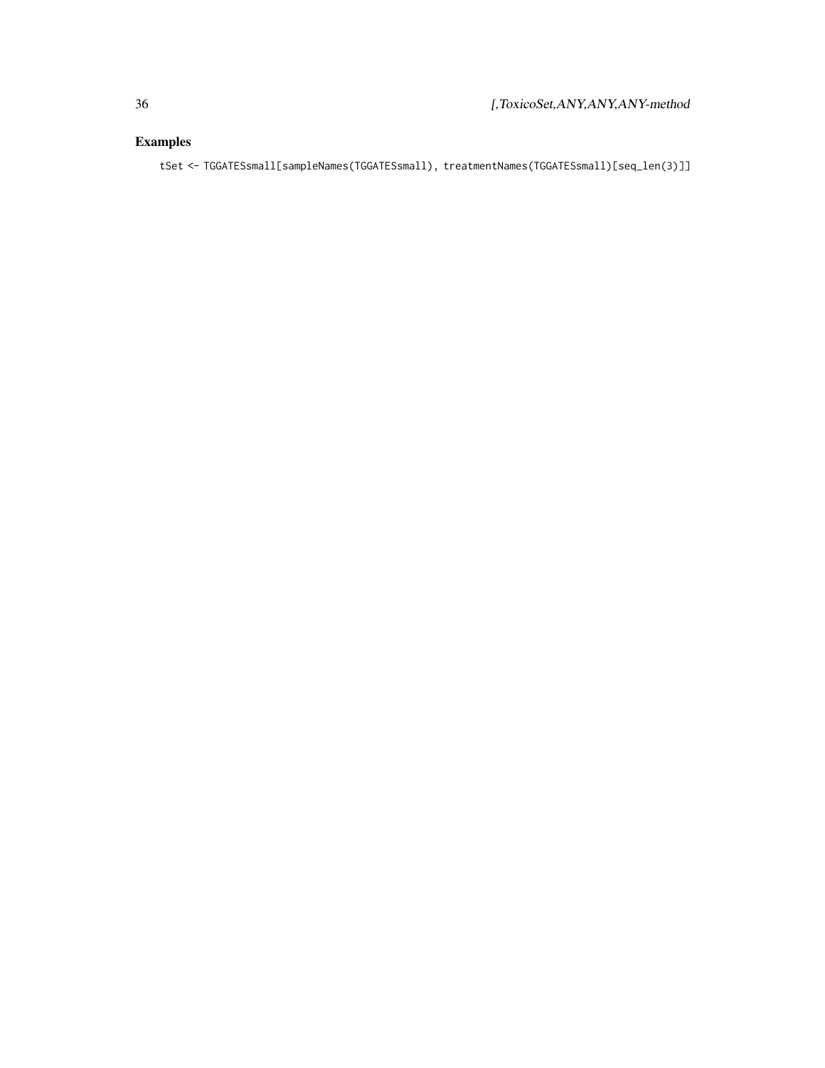## Examples

```
tSet <- TGGATESsmall[sampleNames(TGGATESsmall), treatmentNames(TGGATESsmall)[seq_len(3)]]
```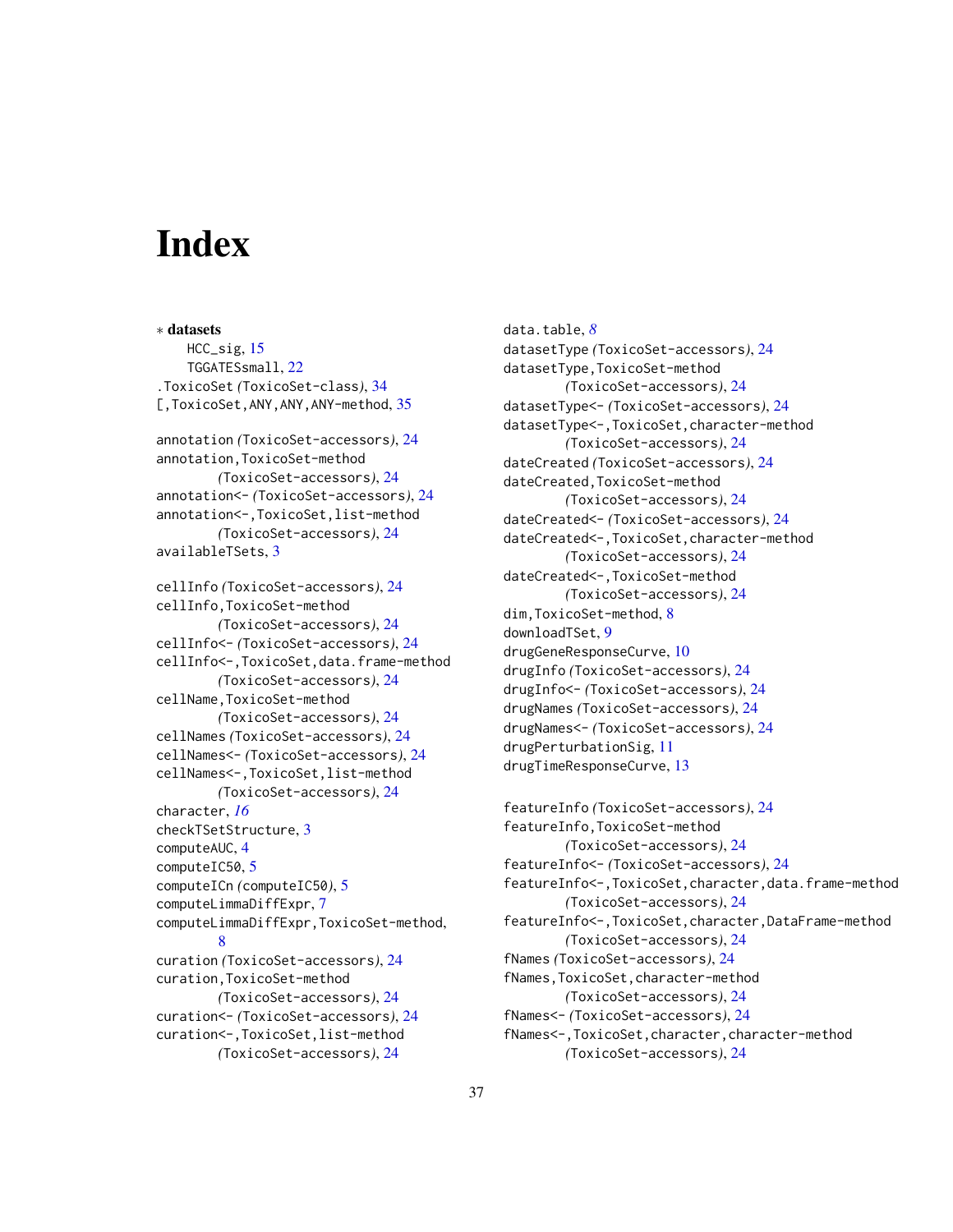# Index

∗ **datasets**

HCC_sig, 15
TGGATESsmall, 22

.ToxicoSet *(ToxicoSet-class)*, 34
[,ToxicoSet,ANY,ANY,ANY-method, 35

annotation *(ToxicoSet-accessors)*, 24
annotation,ToxicoSet-method *(ToxicoSet-accessors)*, 24
annotation<- *(ToxicoSet-accessors)*, 24
annotation<-,ToxicoSet,list-method *(ToxicoSet-accessors)*, 24
availableTSets, 3

cellInfo *(ToxicoSet-accessors)*, 24
cellInfo,ToxicoSet-method *(ToxicoSet-accessors)*, 24
cellInfo<- *(ToxicoSet-accessors)*, 24
cellInfo<-,ToxicoSet,data.frame-method *(ToxicoSet-accessors)*, 24
cellName,ToxicoSet-method *(ToxicoSet-accessors)*, 24
cellNames *(ToxicoSet-accessors)*, 24
cellNames<- *(ToxicoSet-accessors)*, 24
cellNames<-,ToxicoSet,list-method *(ToxicoSet-accessors)*, 24
character, *16*
checkTSetStructure, 3
computeAUC, 4
computeIC50, 5
computeICn *(computeIC50)*, 5
computeLimmaDiffExpr, 7
computeLimmaDiffExpr,ToxicoSet-method, 8
curation *(ToxicoSet-accessors)*, 24
curation,ToxicoSet-method *(ToxicoSet-accessors)*, 24
curation<- *(ToxicoSet-accessors)*, 24
curation<-,ToxicoSet,list-method *(ToxicoSet-accessors)*, 24

data.table, *8*
datasetType *(ToxicoSet-accessors)*, 24
datasetType,ToxicoSet-method *(ToxicoSet-accessors)*, 24
datasetType<- *(ToxicoSet-accessors)*, 24
datasetType<-,ToxicoSet,character-method *(ToxicoSet-accessors)*, 24
dateCreated *(ToxicoSet-accessors)*, 24
dateCreated,ToxicoSet-method *(ToxicoSet-accessors)*, 24
dateCreated<- *(ToxicoSet-accessors)*, 24
dateCreated<-,ToxicoSet,character-method *(ToxicoSet-accessors)*, 24
dateCreated<-,ToxicoSet-method *(ToxicoSet-accessors)*, 24
dim,ToxicoSet-method, 8
downloadTSet, 9
drugGeneResponseCurve, 10
drugInfo *(ToxicoSet-accessors)*, 24
drugInfo<- *(ToxicoSet-accessors)*, 24
drugNames *(ToxicoSet-accessors)*, 24
drugNames<- *(ToxicoSet-accessors)*, 24
drugPerturbationSig, 11
drugTimeResponseCurve, 13

featureInfo *(ToxicoSet-accessors)*, 24
featureInfo,ToxicoSet-method *(ToxicoSet-accessors)*, 24
featureInfo<- *(ToxicoSet-accessors)*, 24
featureInfo<-,ToxicoSet,character,data.frame-method *(ToxicoSet-accessors)*, 24
featureInfo<-,ToxicoSet,character,DataFrame-method *(ToxicoSet-accessors)*, 24
fNames *(ToxicoSet-accessors)*, 24
fNames,ToxicoSet,character-method *(ToxicoSet-accessors)*, 24
fNames<- *(ToxicoSet-accessors)*, 24
fNames<-,ToxicoSet,character,character-method *(ToxicoSet-accessors)*, 24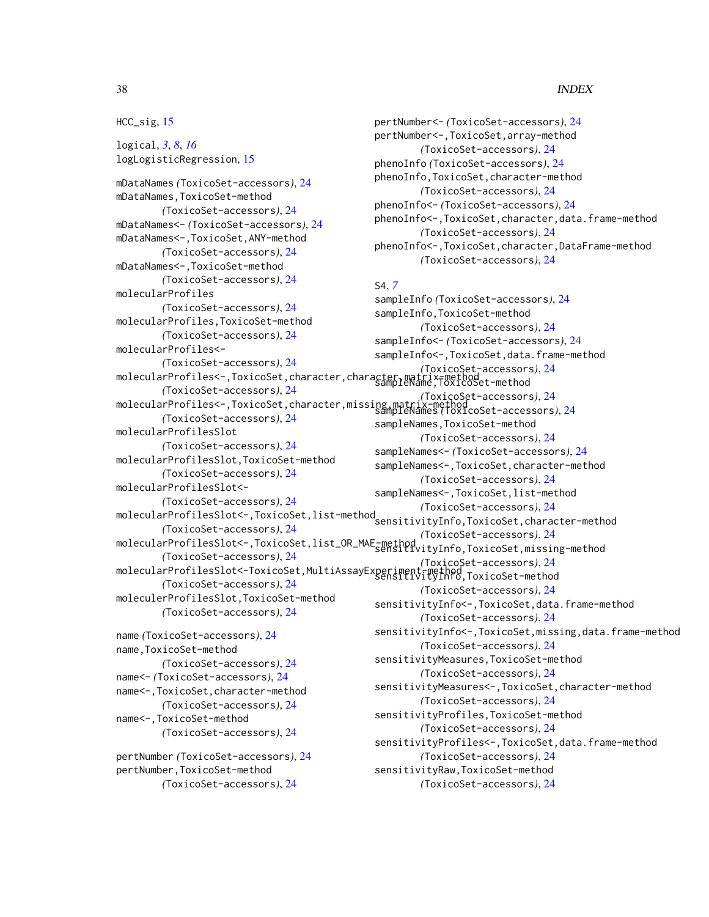HCC_sig, 15

logical, *3*, *8*, *16*
logLogisticRegression, 15

mDataNames *(ToxicoSet-accessors)*, 24
mDataNames,ToxicoSet-method *(ToxicoSet-accessors)*, 24
mDataNames<- *(ToxicoSet-accessors)*, 24
mDataNames<-,ToxicoSet,ANY-method *(ToxicoSet-accessors)*, 24
mDataNames<-,ToxicoSet-method *(ToxicoSet-accessors)*, 24
molecularProfiles *(ToxicoSet-accessors)*, 24
molecularProfiles,ToxicoSet-method *(ToxicoSet-accessors)*, 24
molecularProfiles<- *(ToxicoSet-accessors)*, 24
molecularProfiles<-,ToxicoSet,character,character,matrix-method *(ToxicoSet-accessors)*, 24
molecularProfiles<-,ToxicoSet,character,missing,matrix-method *(ToxicoSet-accessors)*, 24
molecularProfilesSlot *(ToxicoSet-accessors)*, 24
molecularProfilesSlot,ToxicoSet-method *(ToxicoSet-accessors)*, 24
molecularProfilesSlot<- *(ToxicoSet-accessors)*, 24
molecularProfilesSlot<-,ToxicoSet,list-method *(ToxicoSet-accessors)*, 24
molecularProfilesSlot<-,ToxicoSet,list_OR_MAE-method *(ToxicoSet-accessors)*, 24
molecularProfilesSlot<-ToxicoSet,MultiAssayExperiment-method *(ToxicoSet-accessors)*, 24
moleculerProfilesSlot,ToxicoSet-method *(ToxicoSet-accessors)*, 24

name *(ToxicoSet-accessors)*, 24
name,ToxicoSet-method *(ToxicoSet-accessors)*, 24
name<- *(ToxicoSet-accessors)*, 24
name<-,ToxicoSet,character-method *(ToxicoSet-accessors)*, 24
name<-,ToxicoSet-method *(ToxicoSet-accessors)*, 24

pertNumber *(ToxicoSet-accessors)*, 24
pertNumber,ToxicoSet-method *(ToxicoSet-accessors)*, 24
pertNumber<- *(ToxicoSet-accessors)*, 24
pertNumber<-,ToxicoSet,array-method *(ToxicoSet-accessors)*, 24
phenoInfo *(ToxicoSet-accessors)*, 24
phenoInfo,ToxicoSet,character-method *(ToxicoSet-accessors)*, 24
phenoInfo<- *(ToxicoSet-accessors)*, 24
phenoInfo<-,ToxicoSet,character,data.frame-method *(ToxicoSet-accessors)*, 24
phenoInfo<-,ToxicoSet,character,DataFrame-method *(ToxicoSet-accessors)*, 24

S4, *7*
sampleInfo *(ToxicoSet-accessors)*, 24
sampleInfo,ToxicoSet-method *(ToxicoSet-accessors)*, 24
sampleInfo<- *(ToxicoSet-accessors)*, 24
sampleInfo<-,ToxicoSet,data.frame-method *(ToxicoSet-accessors)*, 24
sampleName,ToxicoSet-method *(ToxicoSet-accessors)*, 24
sampleNames *(ToxicoSet-accessors)*, 24
sampleNames,ToxicoSet-method *(ToxicoSet-accessors)*, 24
sampleNames<- *(ToxicoSet-accessors)*, 24
sampleNames<-,ToxicoSet,character-method *(ToxicoSet-accessors)*, 24
sampleNames<-,ToxicoSet,list-method *(ToxicoSet-accessors)*, 24
sensitivityInfo,ToxicoSet,character-method *(ToxicoSet-accessors)*, 24
sensitivityInfo,ToxicoSet,missing-method *(ToxicoSet-accessors)*, 24
sensitivityInfo,ToxicoSet-method *(ToxicoSet-accessors)*, 24
sensitivityInfo<-,ToxicoSet,data.frame-method *(ToxicoSet-accessors)*, 24
sensitivityInfo<-,ToxicoSet,missing,data.frame-method *(ToxicoSet-accessors)*, 24
sensitivityMeasures,ToxicoSet-method *(ToxicoSet-accessors)*, 24
sensitivityMeasures<-,ToxicoSet,character-method *(ToxicoSet-accessors)*, 24
sensitivityProfiles,ToxicoSet-method *(ToxicoSet-accessors)*, 24
sensitivityProfiles<-,ToxicoSet,data.frame-method *(ToxicoSet-accessors)*, 24
sensitivityRaw,ToxicoSet-method *(ToxicoSet-accessors)*, 24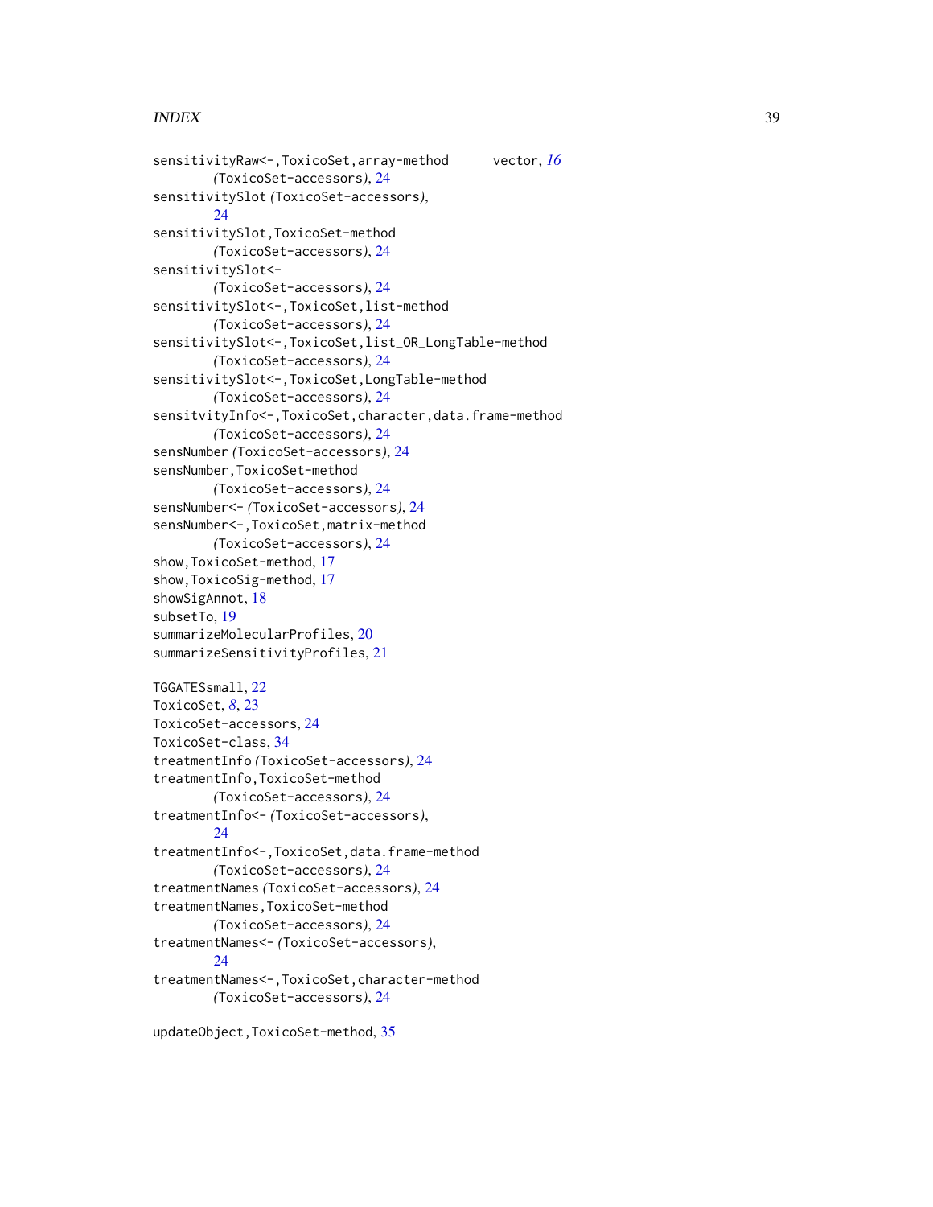sensitivityRaw<-,ToxicoSet,array-method
(ToxicoSet-accessors), 24
sensitivitySlot (ToxicoSet-accessors),
24
sensitivitySlot,ToxicoSet-method
(ToxicoSet-accessors), 24
sensitivitySlot<-
(ToxicoSet-accessors), 24
sensitivitySlot<-,ToxicoSet,list-method
(ToxicoSet-accessors), 24
sensitivitySlot<-,ToxicoSet,list_OR_LongTable-method
(ToxicoSet-accessors), 24
sensitivitySlot<-,ToxicoSet,LongTable-method
(ToxicoSet-accessors), 24
sensitvityInfo<-,ToxicoSet,character,data.frame-method
(ToxicoSet-accessors), 24
sensNumber (ToxicoSet-accessors), 24
sensNumber,ToxicoSet-method
(ToxicoSet-accessors), 24
sensNumber<- (ToxicoSet-accessors), 24
sensNumber<-,ToxicoSet,matrix-method
(ToxicoSet-accessors), 24
show,ToxicoSet-method, 17
show,ToxicoSig-method, 17
showSigAnnot, 18
subsetTo, 19
summarizeMolecularProfiles, 20
summarizeSensitivityProfiles, 21

TGGATESsmall, 22
ToxicoSet, *8*, 23
ToxicoSet-accessors, 24
ToxicoSet-class, 34
treatmentInfo (ToxicoSet-accessors), 24
treatmentInfo,ToxicoSet-method
(ToxicoSet-accessors), 24
treatmentInfo<- (ToxicoSet-accessors),
24
treatmentInfo<-,ToxicoSet,data.frame-method
(ToxicoSet-accessors), 24
treatmentNames (ToxicoSet-accessors), 24
treatmentNames,ToxicoSet-method
(ToxicoSet-accessors), 24
treatmentNames<- (ToxicoSet-accessors),
24
treatmentNames<-,ToxicoSet,character-method
(ToxicoSet-accessors), 24

updateObject,ToxicoSet-method, 35

vector, *16*